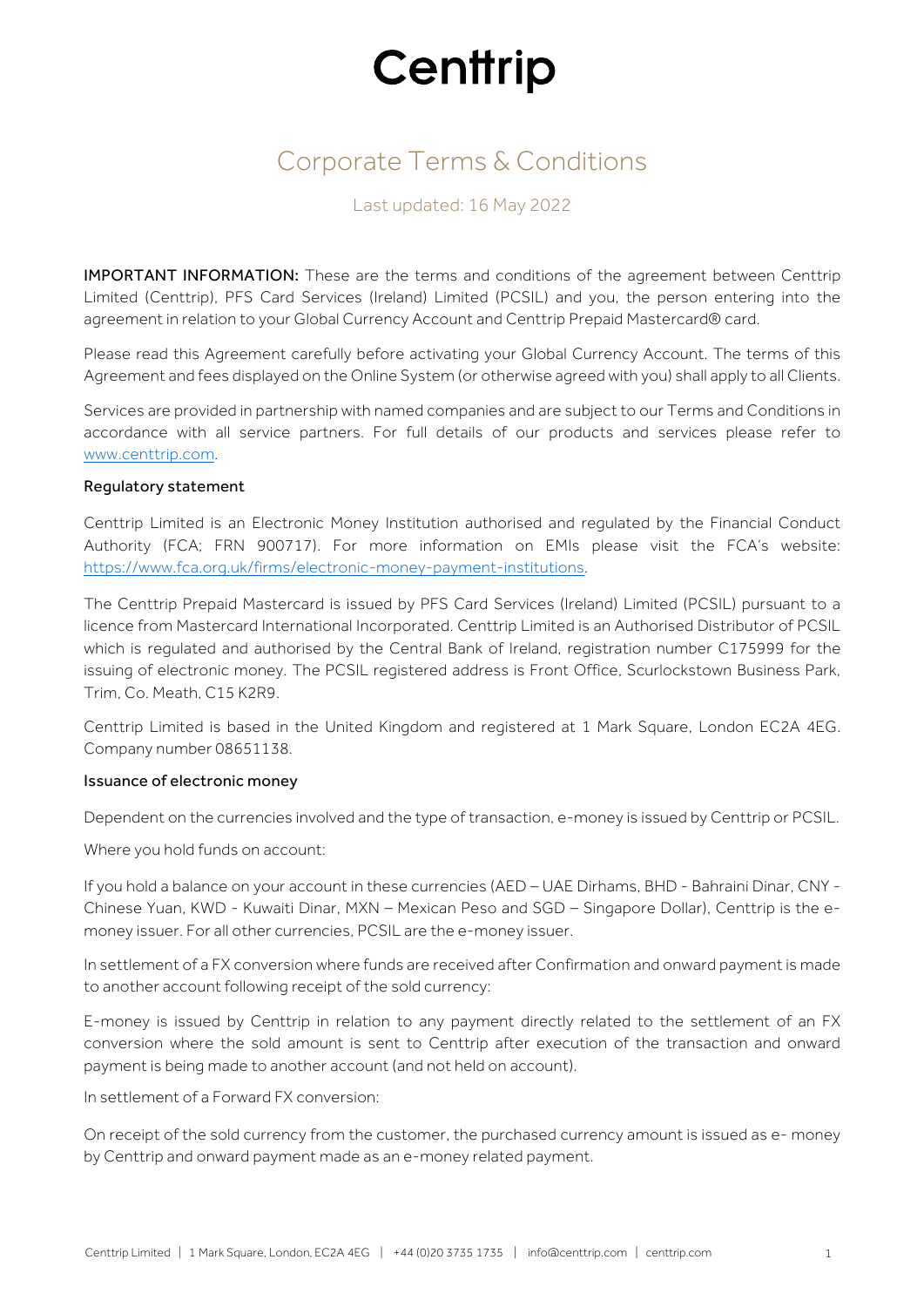# Centtrip

## Corporate Terms & Conditions

Last updated: 16 May 2022

**IMPORTANT INFORMATION:** These are the terms and conditions of the agreement between Centtrip Limited (Centtrip), PFS Card Services (Ireland) Limited (PCSIL) and you, the person entering into the agreement in relation to your Global Currency Account and Centtrip Prepaid Mastercard® card.

Please read this Agreement carefully before activating your Global Currency Account. The terms of this Agreement and fees displayed on the Online System (or otherwise agreed with you) shall apply to all Clients.

Services are provided in partnership with named companies and are subject to our Terms and Conditions in accordance with all service partners. For full details of our products and services please refer to www.centtrip.com.

### Regulatory statement

Centtrip Limited is an Electronic Money Institution authorised and regulated by the Financial Conduct Authority (FCA; FRN 900717). For more information on EMIs please visit the FCA's website: https://www.fca.org.uk/firms/electronic-money-payment-institutions.

The Centtrip Prepaid Mastercard is issued by PFS Card Services (Ireland) Limited (PCSIL) pursuant to a licence from Mastercard International Incorporated. Centtrip Limited is an Authorised Distributor of PCSIL which is regulated and authorised by the Central Bank of Ireland, registration number C175999 for the issuing of electronic money. The PCSIL registered address is Front Office, Scurlockstown Business Park, Trim, Co. Meath, C15 K2R9.

Centtrip Limited is based in the United Kingdom and registered at 1 Mark Square, London EC2A 4EG. Company number 08651138.

### Issuance of electronic money

Dependent on the currencies involved and the type of transaction, e-money is issued by Centtrip or PCSIL.

Where you hold funds on account:

If you hold a balance on your account in these currencies (AED – UAE Dirhams, BHD - Bahraini Dinar, CNY - Chinese Yuan, KWD - Kuwaiti Dinar, MXN – Mexican Peso and SGD – Singapore Dollar), Centtrip is the e-money issuer. For all other currencies, PCSIL are the e-money issuer.

In settlement of a FX conversion where funds are received after Confirmation and onward payment is made to another account following receipt of the sold currency:

E-money is issued by Centtrip in relation to any payment directly related to the settlement of an FX conversion where the sold amount is sent to Centtrip after execution of the transaction and onward payment is being made to another account (and not held on account).

In settlement of a Forward FX conversion:

On receipt of the sold currency from the customer, the purchased currency amount is issued as e- money by Centtrip and onward payment made as an e-money related payment.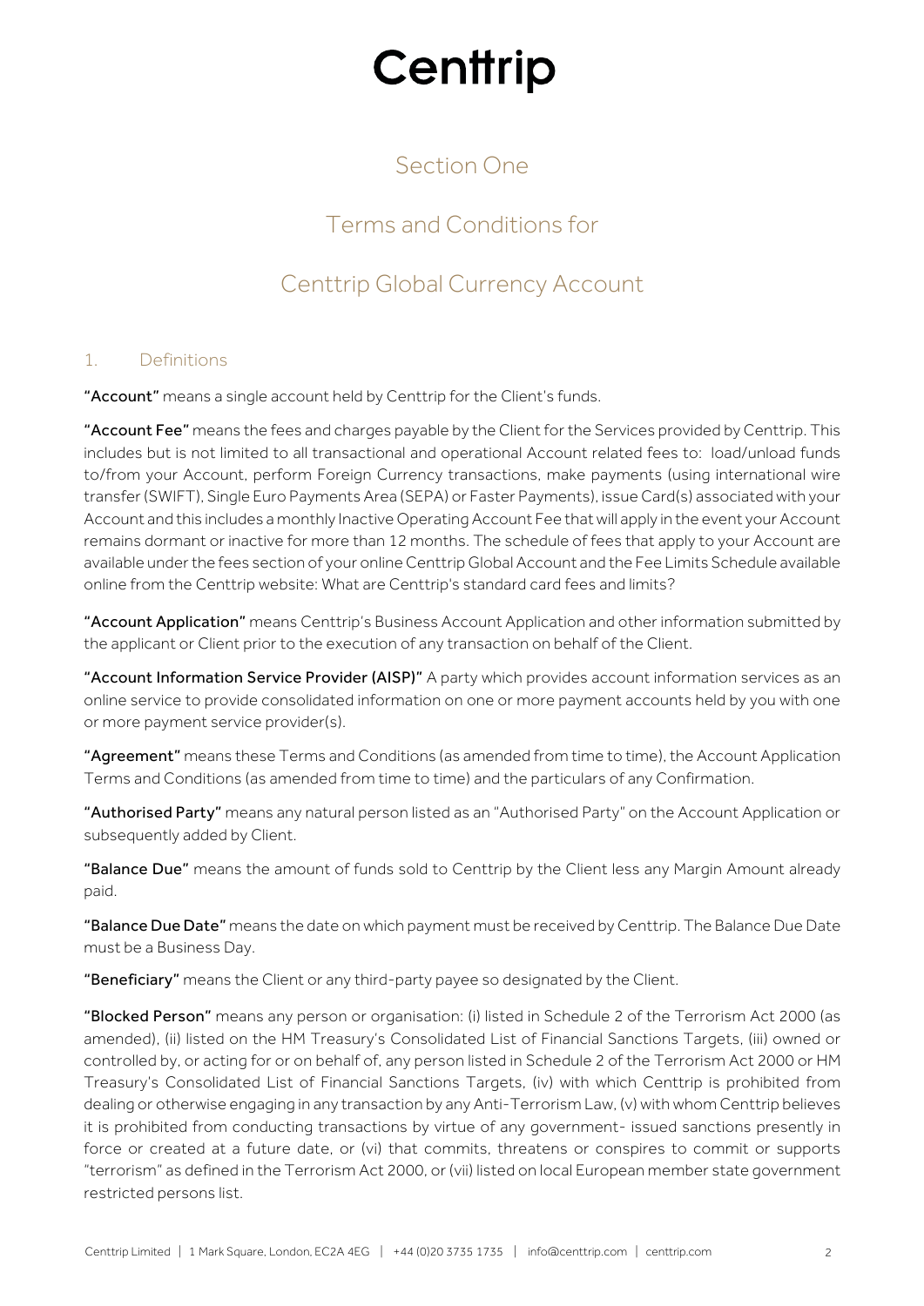# Centtrip

## Section One

## Terms and Conditions for

## Centtrip Global Currency Account

### 1. Definitions

**"Account"** means a single account held by Centtrip for the Client's funds.

**"Account Fee"** means the fees and charges payable by the Client for the Services provided by Centtrip. This includes but is not limited to all transactional and operational Account related fees to: load/unload funds to/from your Account, perform Foreign Currency transactions, make payments (using international wire transfer (SWIFT), Single Euro Payments Area (SEPA) or Faster Payments), issue Card(s) associated with your Account and this includes a monthly Inactive Operating Account Fee that will apply in the event your Account remains dormant or inactive for more than 12 months. The schedule of fees that apply to your Account are available under the fees section of your online Centtrip Global Account and the Fee Limits Schedule available online from the Centtrip website: What are Centtrip's standard card fees and limits?

**"Account Application"** means Centtrip's Business Account Application and other information submitted by the applicant or Client prior to the execution of any transaction on behalf of the Client.

**"Account Information Service Provider (AISP)"** A party which provides account information services as an online service to provide consolidated information on one or more payment accounts held by you with one or more payment service provider(s).

**"Agreement"** means these Terms and Conditions (as amended from time to time), the Account Application Terms and Conditions (as amended from time to time) and the particulars of any Confirmation.

**"Authorised Party"** means any natural person listed as an "Authorised Party" on the Account Application or subsequently added by Client.

**"Balance Due"** means the amount of funds sold to Centtrip by the Client less any Margin Amount already paid.

**"Balance Due Date"** means the date on which payment must be received by Centtrip. The Balance Due Date must be a Business Day.

**"Beneficiary"** means the Client or any third-party payee so designated by the Client.

**"Blocked Person"** means any person or organisation: (i) listed in Schedule 2 of the Terrorism Act 2000 (as amended), (ii) listed on the HM Treasury's Consolidated List of Financial Sanctions Targets, (iii) owned or controlled by, or acting for or on behalf of, any person listed in Schedule 2 of the Terrorism Act 2000 or HM Treasury's Consolidated List of Financial Sanctions Targets, (iv) with which Centtrip is prohibited from dealing or otherwise engaging in any transaction by any Anti-Terrorism Law, (v) with whom Centtrip believes it is prohibited from conducting transactions by virtue of any government- issued sanctions presently in force or created at a future date, or (vi) that commits, threatens or conspires to commit or supports "terrorism" as defined in the Terrorism Act 2000, or (vii) listed on local European member state government restricted persons list.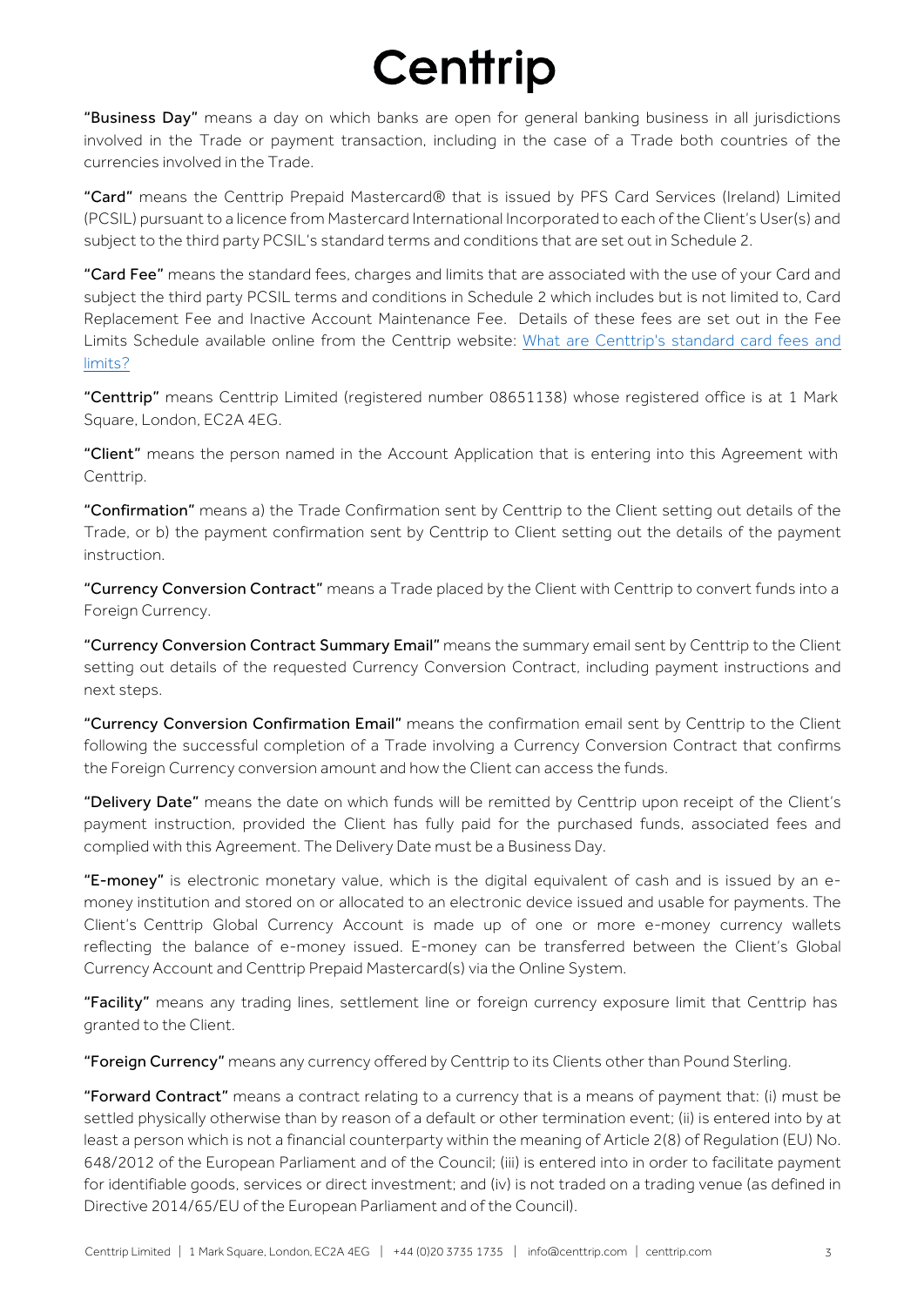"**Business Day**" means a day on which banks are open for general banking business in all jurisdictions involved in the Trade or payment transaction, including in the case of a Trade both countries of the currencies involved in the Trade.

"**Card**" means the Centtrip Prepaid Mastercard® that is issued by PFS Card Services (Ireland) Limited (PCSIL) pursuant to a licence from Mastercard International Incorporated to each of the Client's User(s) and subject to the third party PCSIL's standard terms and conditions that are set out in Schedule 2.

"**Card Fee**" means the standard fees, charges and limits that are associated with the use of your Card and subject the third party PCSIL terms and conditions in Schedule 2 which includes but is not limited to, Card Replacement Fee and Inactive Account Maintenance Fee. Details of these fees are set out in the Fee Limits Schedule available online from the Centtrip website: What are Centtrip's standard card fees and limits?

"**Centtrip**" means Centtrip Limited (registered number 08651138) whose registered office is at 1 Mark Square, London, EC2A 4EG.

"**Client**" means the person named in the Account Application that is entering into this Agreement with Centtrip.

"**Confirmation**" means a) the Trade Confirmation sent by Centtrip to the Client setting out details of the Trade, or b) the payment confirmation sent by Centtrip to Client setting out the details of the payment instruction.

"**Currency Conversion Contract**" means a Trade placed by the Client with Centtrip to convert funds into a Foreign Currency.

"**Currency Conversion Contract Summary Email**" means the summary email sent by Centtrip to the Client setting out details of the requested Currency Conversion Contract, including payment instructions and next steps.

"**Currency Conversion Confirmation Email**" means the confirmation email sent by Centtrip to the Client following the successful completion of a Trade involving a Currency Conversion Contract that confirms the Foreign Currency conversion amount and how the Client can access the funds.

"**Delivery Date**" means the date on which funds will be remitted by Centtrip upon receipt of the Client's payment instruction, provided the Client has fully paid for the purchased funds, associated fees and complied with this Agreement. The Delivery Date must be a Business Day.

"**E-money**" is electronic monetary value, which is the digital equivalent of cash and is issued by an e-money institution and stored on or allocated to an electronic device issued and usable for payments. The Client's Centtrip Global Currency Account is made up of one or more e-money currency wallets reflecting the balance of e-money issued. E-money can be transferred between the Client's Global Currency Account and Centtrip Prepaid Mastercard(s) via the Online System.

"**Facility**" means any trading lines, settlement line or foreign currency exposure limit that Centtrip has granted to the Client.

"**Foreign Currency**" means any currency offered by Centtrip to its Clients other than Pound Sterling.

"**Forward Contract**" means a contract relating to a currency that is a means of payment that: (i) must be settled physically otherwise than by reason of a default or other termination event; (ii) is entered into by at least a person which is not a financial counterparty within the meaning of Article 2(8) of Regulation (EU) No. 648/2012 of the European Parliament and of the Council; (iii) is entered into in order to facilitate payment for identifiable goods, services or direct investment; and (iv) is not traded on a trading venue (as defined in Directive 2014/65/EU of the European Parliament and of the Council).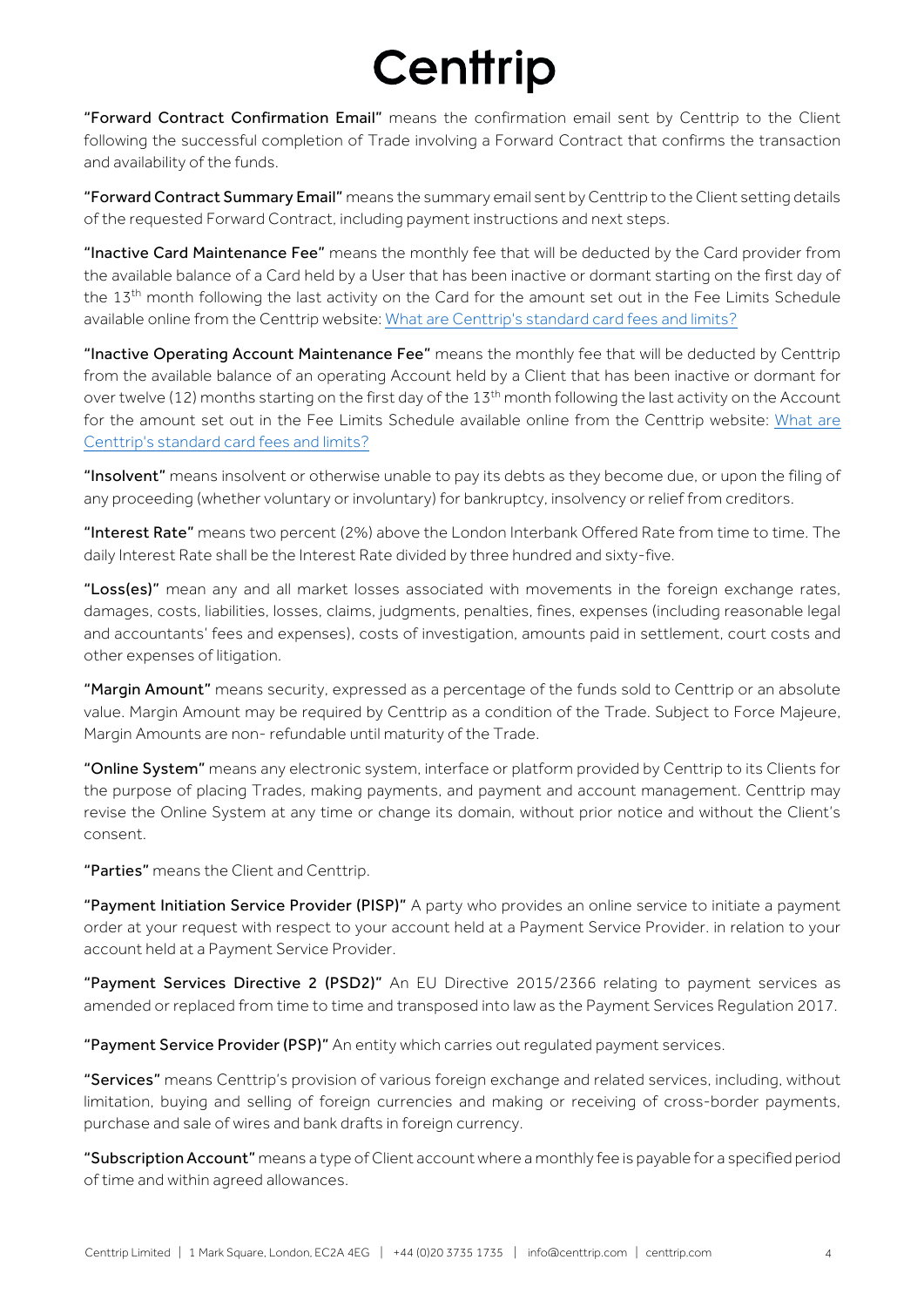**"Forward Contract Confirmation Email"** means the confirmation email sent by Centtrip to the Client following the successful completion of Trade involving a Forward Contract that confirms the transaction and availability of the funds.

**"Forward Contract Summary Email"** means the summary email sent by Centtrip to the Client setting details of the requested Forward Contract, including payment instructions and next steps.

**"Inactive Card Maintenance Fee"** means the monthly fee that will be deducted by the Card provider from the available balance of a Card held by a User that has been inactive or dormant starting on the first day of the 13th month following the last activity on the Card for the amount set out in the Fee Limits Schedule available online from the Centtrip website: [What are Centtrip's standard card fees and limits?]

**"Inactive Operating Account Maintenance Fee"** means the monthly fee that will be deducted by Centtrip from the available balance of an operating Account held by a Client that has been inactive or dormant for over twelve (12) months starting on the first day of the 13th month following the last activity on the Account for the amount set out in the Fee Limits Schedule available online from the Centtrip website: [What are Centtrip's standard card fees and limits?]

**"Insolvent"** means insolvent or otherwise unable to pay its debts as they become due, or upon the filing of any proceeding (whether voluntary or involuntary) for bankruptcy, insolvency or relief from creditors.

**"Interest Rate"** means two percent (2%) above the London Interbank Offered Rate from time to time. The daily Interest Rate shall be the Interest Rate divided by three hundred and sixty-five.

**"Loss(es)"** mean any and all market losses associated with movements in the foreign exchange rates, damages, costs, liabilities, losses, claims, judgments, penalties, fines, expenses (including reasonable legal and accountants' fees and expenses), costs of investigation, amounts paid in settlement, court costs and other expenses of litigation.

**"Margin Amount"** means security, expressed as a percentage of the funds sold to Centtrip or an absolute value. Margin Amount may be required by Centtrip as a condition of the Trade. Subject to Force Majeure, Margin Amounts are non- refundable until maturity of the Trade.

**"Online System"** means any electronic system, interface or platform provided by Centtrip to its Clients for the purpose of placing Trades, making payments, and payment and account management. Centtrip may revise the Online System at any time or change its domain, without prior notice and without the Client's consent.

**"Parties"** means the Client and Centtrip.

**"Payment Initiation Service Provider (PISP)"** A party who provides an online service to initiate a payment order at your request with respect to your account held at a Payment Service Provider. in relation to your account held at a Payment Service Provider.

**"Payment Services Directive 2 (PSD2)"** An EU Directive 2015/2366 relating to payment services as amended or replaced from time to time and transposed into law as the Payment Services Regulation 2017.

**"Payment Service Provider (PSP)"** An entity which carries out regulated payment services.

**"Services"** means Centtrip's provision of various foreign exchange and related services, including, without limitation, buying and selling of foreign currencies and making or receiving of cross-border payments, purchase and sale of wires and bank drafts in foreign currency.

**"Subscription Account"** means a type of Client account where a monthly fee is payable for a specified period of time and within agreed allowances.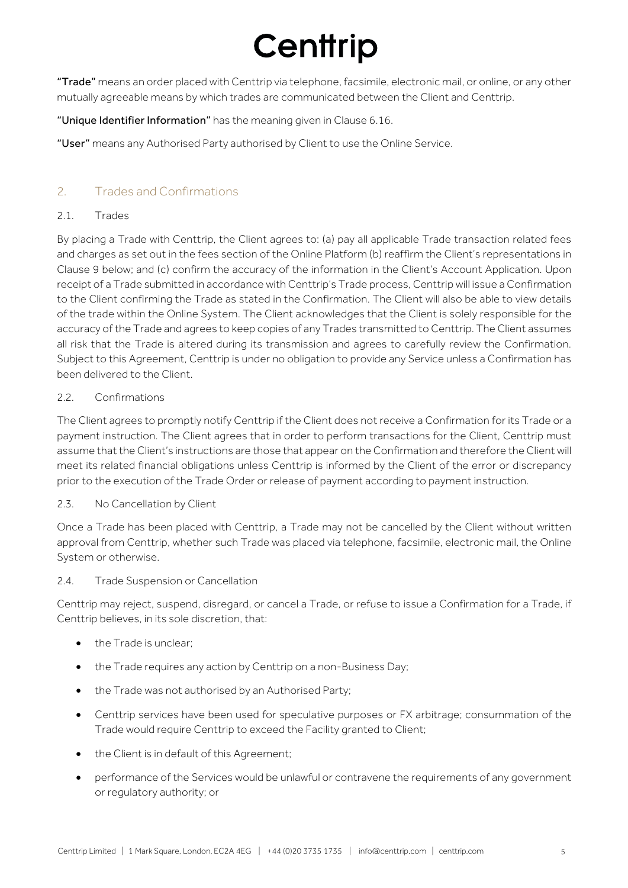**"Trade"** means an order placed with Centtrip via telephone, facsimile, electronic mail, or online, or any other mutually agreeable means by which trades are communicated between the Client and Centtrip.

**"Unique Identifier Information"** has the meaning given in Clause 6.16.

**"User"** means any Authorised Party authorised by Client to use the Online Service.

## 2. Trades and Confirmations

### 2.1. Trades

By placing a Trade with Centtrip, the Client agrees to: (a) pay all applicable Trade transaction related fees and charges as set out in the fees section of the Online Platform (b) reaffirm the Client's representations in Clause 9 below; and (c) confirm the accuracy of the information in the Client's Account Application. Upon receipt of a Trade submitted in accordance with Centtrip's Trade process, Centtrip will issue a Confirmation to the Client confirming the Trade as stated in the Confirmation. The Client will also be able to view details of the trade within the Online System. The Client acknowledges that the Client is solely responsible for the accuracy of the Trade and agrees to keep copies of any Trades transmitted to Centtrip. The Client assumes all risk that the Trade is altered during its transmission and agrees to carefully review the Confirmation. Subject to this Agreement, Centtrip is under no obligation to provide any Service unless a Confirmation has been delivered to the Client.

### 2.2. Confirmations

The Client agrees to promptly notify Centtrip if the Client does not receive a Confirmation for its Trade or a payment instruction. The Client agrees that in order to perform transactions for the Client, Centtrip must assume that the Client's instructions are those that appear on the Confirmation and therefore the Client will meet its related financial obligations unless Centtrip is informed by the Client of the error or discrepancy prior to the execution of the Trade Order or release of payment according to payment instruction.

### 2.3. No Cancellation by Client

Once a Trade has been placed with Centtrip, a Trade may not be cancelled by the Client without written approval from Centtrip, whether such Trade was placed via telephone, facsimile, electronic mail, the Online System or otherwise.

### 2.4. Trade Suspension or Cancellation

Centtrip may reject, suspend, disregard, or cancel a Trade, or refuse to issue a Confirmation for a Trade, if Centtrip believes, in its sole discretion, that:

- the Trade is unclear;
- the Trade requires any action by Centtrip on a non-Business Day;
- the Trade was not authorised by an Authorised Party;
- Centtrip services have been used for speculative purposes or FX arbitrage; consummation of the Trade would require Centtrip to exceed the Facility granted to Client;
- the Client is in default of this Agreement;
- performance of the Services would be unlawful or contravene the requirements of any government or regulatory authority; or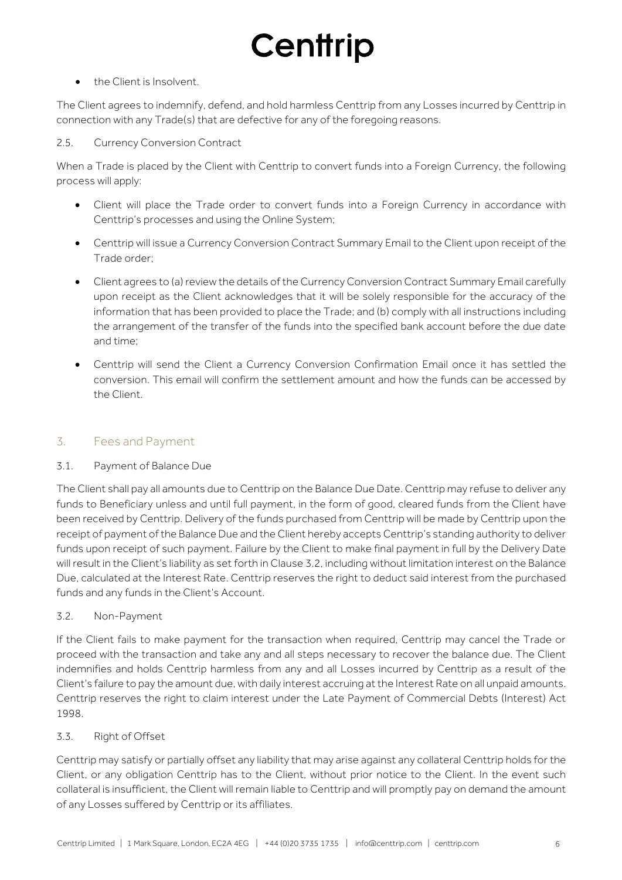- the Client is Insolvent.

The Client agrees to indemnify, defend, and hold harmless Centtrip from any Losses incurred by Centtrip in connection with any Trade(s) that are defective for any of the foregoing reasons.

### 2.5. Currency Conversion Contract

When a Trade is placed by the Client with Centtrip to convert funds into a Foreign Currency, the following process will apply:

- Client will place the Trade order to convert funds into a Foreign Currency in accordance with Centtrip's processes and using the Online System;
- Centtrip will issue a Currency Conversion Contract Summary Email to the Client upon receipt of the Trade order;
- Client agrees to (a) review the details of the Currency Conversion Contract Summary Email carefully upon receipt as the Client acknowledges that it will be solely responsible for the accuracy of the information that has been provided to place the Trade; and (b) comply with all instructions including the arrangement of the transfer of the funds into the specified bank account before the due date and time;
- Centtrip will send the Client a Currency Conversion Confirmation Email once it has settled the conversion. This email will confirm the settlement amount and how the funds can be accessed by the Client.

## 3. Fees and Payment

### 3.1. Payment of Balance Due

The Client shall pay all amounts due to Centtrip on the Balance Due Date. Centtrip may refuse to deliver any funds to Beneficiary unless and until full payment, in the form of good, cleared funds from the Client have been received by Centtrip. Delivery of the funds purchased from Centtrip will be made by Centtrip upon the receipt of payment of the Balance Due and the Client hereby accepts Centtrip's standing authority to deliver funds upon receipt of such payment. Failure by the Client to make final payment in full by the Delivery Date will result in the Client's liability as set forth in Clause 3.2, including without limitation interest on the Balance Due, calculated at the Interest Rate. Centtrip reserves the right to deduct said interest from the purchased funds and any funds in the Client's Account.

### 3.2. Non-Payment

If the Client fails to make payment for the transaction when required, Centtrip may cancel the Trade or proceed with the transaction and take any and all steps necessary to recover the balance due. The Client indemnifies and holds Centtrip harmless from any and all Losses incurred by Centtrip as a result of the Client's failure to pay the amount due, with daily interest accruing at the Interest Rate on all unpaid amounts. Centtrip reserves the right to claim interest under the Late Payment of Commercial Debts (Interest) Act 1998.

### 3.3. Right of Offset

Centtrip may satisfy or partially offset any liability that may arise against any collateral Centtrip holds for the Client, or any obligation Centtrip has to the Client, without prior notice to the Client. In the event such collateral is insufficient, the Client will remain liable to Centtrip and will promptly pay on demand the amount of any Losses suffered by Centtrip or its affiliates.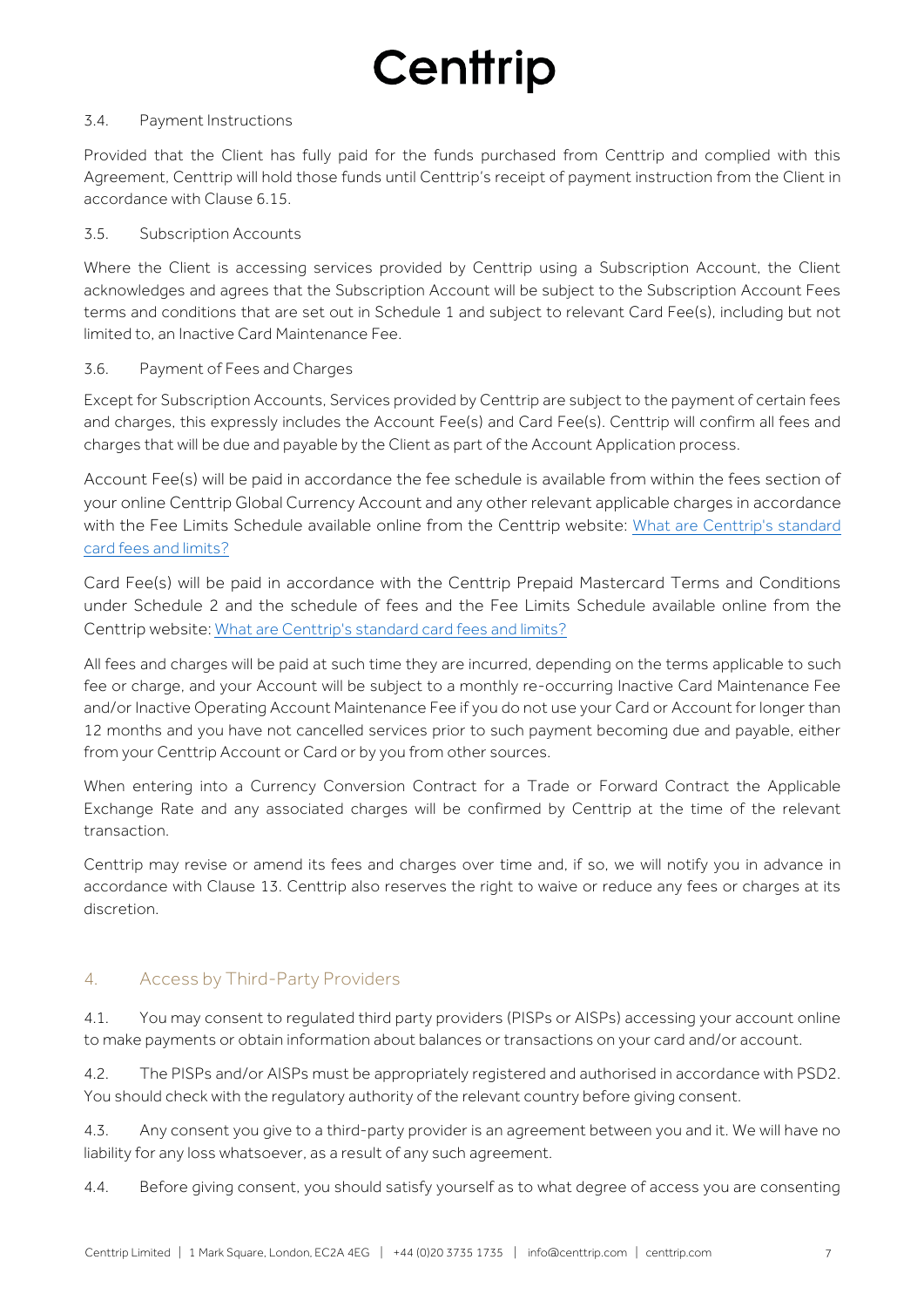### 3.4. Payment Instructions

Provided that the Client has fully paid for the funds purchased from Centtrip and complied with this Agreement, Centtrip will hold those funds until Centtrip's receipt of payment instruction from the Client in accordance with Clause 6.15.

### 3.5. Subscription Accounts

Where the Client is accessing services provided by Centtrip using a Subscription Account, the Client acknowledges and agrees that the Subscription Account will be subject to the Subscription Account Fees terms and conditions that are set out in Schedule 1 and subject to relevant Card Fee(s), including but not limited to, an Inactive Card Maintenance Fee.

### 3.6. Payment of Fees and Charges

Except for Subscription Accounts, Services provided by Centtrip are subject to the payment of certain fees and charges, this expressly includes the Account Fee(s) and Card Fee(s). Centtrip will confirm all fees and charges that will be due and payable by the Client as part of the Account Application process.

Account Fee(s) will be paid in accordance the fee schedule is available from within the fees section of your online Centtrip Global Currency Account and any other relevant applicable charges in accordance with the Fee Limits Schedule available online from the Centtrip website: What are Centtrip's standard card fees and limits?

Card Fee(s) will be paid in accordance with the Centtrip Prepaid Mastercard Terms and Conditions under Schedule 2 and the schedule of fees and the Fee Limits Schedule available online from the Centtrip website: What are Centtrip's standard card fees and limits?

All fees and charges will be paid at such time they are incurred, depending on the terms applicable to such fee or charge, and your Account will be subject to a monthly re-occurring Inactive Card Maintenance Fee and/or Inactive Operating Account Maintenance Fee if you do not use your Card or Account for longer than 12 months and you have not cancelled services prior to such payment becoming due and payable, either from your Centtrip Account or Card or by you from other sources.

When entering into a Currency Conversion Contract for a Trade or Forward Contract the Applicable Exchange Rate and any associated charges will be confirmed by Centtrip at the time of the relevant transaction.

Centtrip may revise or amend its fees and charges over time and, if so, we will notify you in advance in accordance with Clause 13. Centtrip also reserves the right to waive or reduce any fees or charges at its discretion.

## 4. Access by Third-Party Providers

4.1. You may consent to regulated third party providers (PISPs or AISPs) accessing your account online to make payments or obtain information about balances or transactions on your card and/or account.

4.2. The PISPs and/or AISPs must be appropriately registered and authorised in accordance with PSD2. You should check with the regulatory authority of the relevant country before giving consent.

4.3. Any consent you give to a third-party provider is an agreement between you and it. We will have no liability for any loss whatsoever, as a result of any such agreement.

4.4. Before giving consent, you should satisfy yourself as to what degree of access you are consenting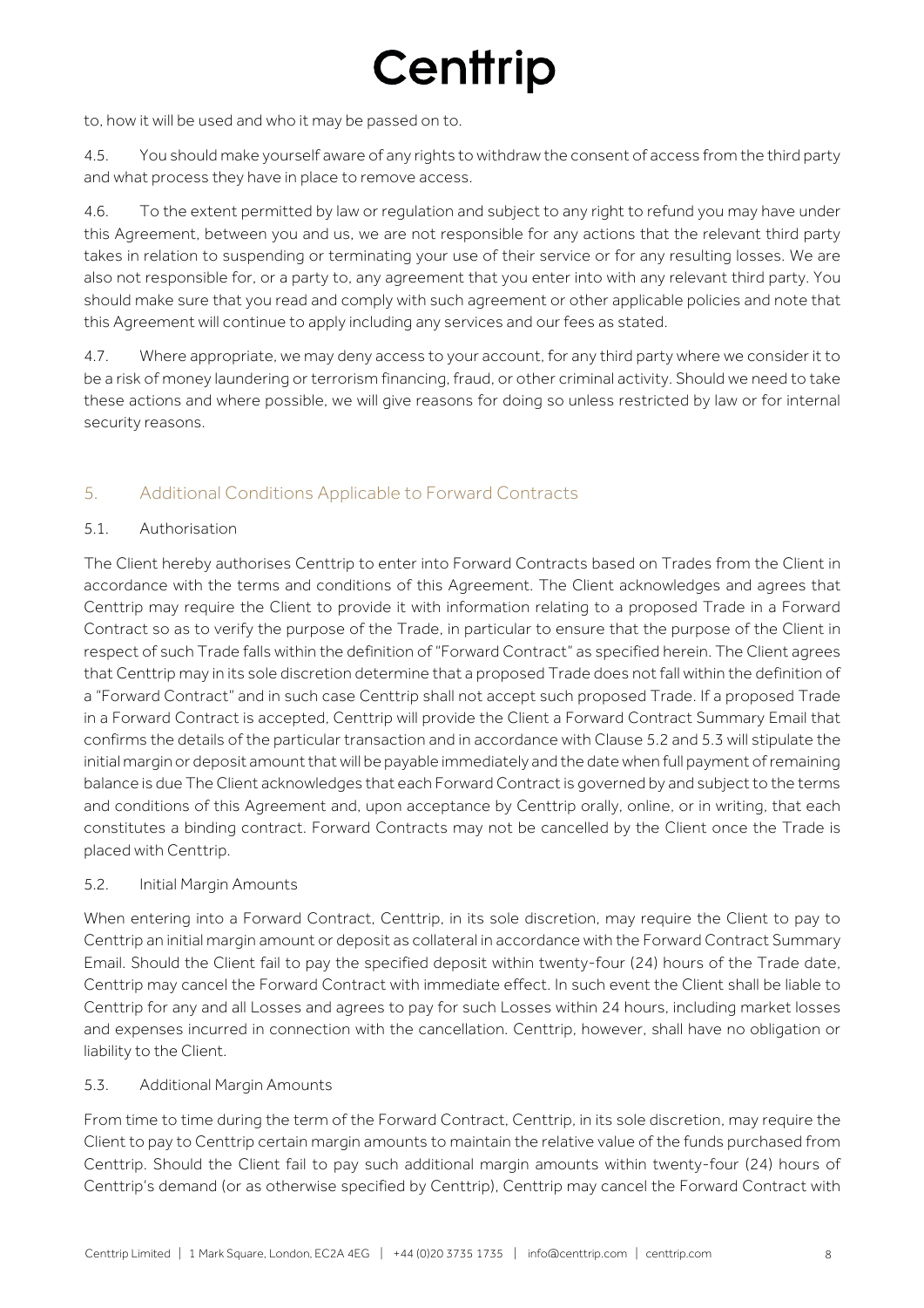to, how it will be used and who it may be passed on to.

4.5. You should make yourself aware of any rights to withdraw the consent of access from the third party and what process they have in place to remove access.

4.6. To the extent permitted by law or regulation and subject to any right to refund you may have under this Agreement, between you and us, we are not responsible for any actions that the relevant third party takes in relation to suspending or terminating your use of their service or for any resulting losses. We are also not responsible for, or a party to, any agreement that you enter into with any relevant third party. You should make sure that you read and comply with such agreement or other applicable policies and note that this Agreement will continue to apply including any services and our fees as stated.

4.7. Where appropriate, we may deny access to your account, for any third party where we consider it to be a risk of money laundering or terrorism financing, fraud, or other criminal activity. Should we need to take these actions and where possible, we will give reasons for doing so unless restricted by law or for internal security reasons.

## 5. Additional Conditions Applicable to Forward Contracts

### 5.1. Authorisation

The Client hereby authorises Centtrip to enter into Forward Contracts based on Trades from the Client in accordance with the terms and conditions of this Agreement. The Client acknowledges and agrees that Centtrip may require the Client to provide it with information relating to a proposed Trade in a Forward Contract so as to verify the purpose of the Trade, in particular to ensure that the purpose of the Client in respect of such Trade falls within the definition of "Forward Contract" as specified herein. The Client agrees that Centtrip may in its sole discretion determine that a proposed Trade does not fall within the definition of a "Forward Contract" and in such case Centtrip shall not accept such proposed Trade. If a proposed Trade in a Forward Contract is accepted, Centtrip will provide the Client a Forward Contract Summary Email that confirms the details of the particular transaction and in accordance with Clause 5.2 and 5.3 will stipulate the initial margin or deposit amount that will be payable immediately and the date when full payment of remaining balance is due The Client acknowledges that each Forward Contract is governed by and subject to the terms and conditions of this Agreement and, upon acceptance by Centtrip orally, online, or in writing, that each constitutes a binding contract. Forward Contracts may not be cancelled by the Client once the Trade is placed with Centtrip.

### 5.2. Initial Margin Amounts

When entering into a Forward Contract, Centtrip, in its sole discretion, may require the Client to pay to Centtrip an initial margin amount or deposit as collateral in accordance with the Forward Contract Summary Email. Should the Client fail to pay the specified deposit within twenty-four (24) hours of the Trade date, Centtrip may cancel the Forward Contract with immediate effect. In such event the Client shall be liable to Centtrip for any and all Losses and agrees to pay for such Losses within 24 hours, including market losses and expenses incurred in connection with the cancellation. Centtrip, however, shall have no obligation or liability to the Client.

### 5.3. Additional Margin Amounts

From time to time during the term of the Forward Contract, Centtrip, in its sole discretion, may require the Client to pay to Centtrip certain margin amounts to maintain the relative value of the funds purchased from Centtrip. Should the Client fail to pay such additional margin amounts within twenty-four (24) hours of Centtrip's demand (or as otherwise specified by Centtrip), Centtrip may cancel the Forward Contract with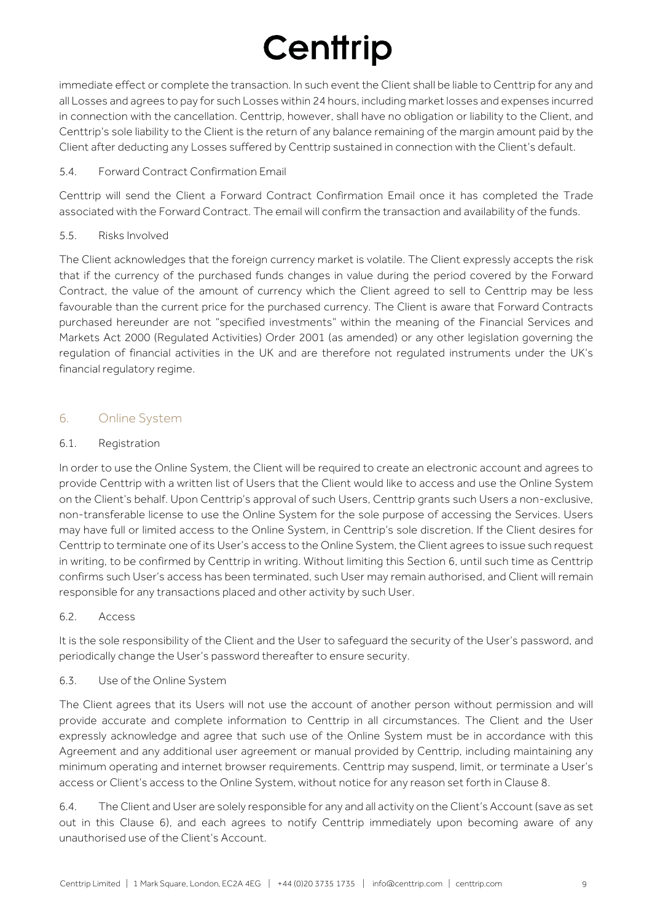immediate effect or complete the transaction. In such event the Client shall be liable to Centtrip for any and all Losses and agrees to pay for such Losses within 24 hours, including market losses and expenses incurred in connection with the cancellation. Centtrip, however, shall have no obligation or liability to the Client, and Centtrip's sole liability to the Client is the return of any balance remaining of the margin amount paid by the Client after deducting any Losses suffered by Centtrip sustained in connection with the Client's default.

### 5.4. Forward Contract Confirmation Email

Centtrip will send the Client a Forward Contract Confirmation Email once it has completed the Trade associated with the Forward Contract. The email will confirm the transaction and availability of the funds.

### 5.5. Risks Involved

The Client acknowledges that the foreign currency market is volatile. The Client expressly accepts the risk that if the currency of the purchased funds changes in value during the period covered by the Forward Contract, the value of the amount of currency which the Client agreed to sell to Centtrip may be less favourable than the current price for the purchased currency. The Client is aware that Forward Contracts purchased hereunder are not "specified investments" within the meaning of the Financial Services and Markets Act 2000 (Regulated Activities) Order 2001 (as amended) or any other legislation governing the regulation of financial activities in the UK and are therefore not regulated instruments under the UK's financial regulatory regime.

## 6. Online System

### 6.1. Registration

In order to use the Online System, the Client will be required to create an electronic account and agrees to provide Centtrip with a written list of Users that the Client would like to access and use the Online System on the Client's behalf. Upon Centtrip's approval of such Users, Centtrip grants such Users a non-exclusive, non-transferable license to use the Online System for the sole purpose of accessing the Services. Users may have full or limited access to the Online System, in Centtrip's sole discretion. If the Client desires for Centtrip to terminate one of its User's access to the Online System, the Client agrees to issue such request in writing, to be confirmed by Centtrip in writing. Without limiting this Section 6, until such time as Centtrip confirms such User's access has been terminated, such User may remain authorised, and Client will remain responsible for any transactions placed and other activity by such User.

### 6.2. Access

It is the sole responsibility of the Client and the User to safeguard the security of the User's password, and periodically change the User's password thereafter to ensure security.

### 6.3. Use of the Online System

The Client agrees that its Users will not use the account of another person without permission and will provide accurate and complete information to Centtrip in all circumstances. The Client and the User expressly acknowledge and agree that such use of the Online System must be in accordance with this Agreement and any additional user agreement or manual provided by Centtrip, including maintaining any minimum operating and internet browser requirements. Centtrip may suspend, limit, or terminate a User's access or Client's access to the Online System, without notice for any reason set forth in Clause 8.

6.4. The Client and User are solely responsible for any and all activity on the Client's Account (save as set out in this Clause 6), and each agrees to notify Centtrip immediately upon becoming aware of any unauthorised use of the Client's Account.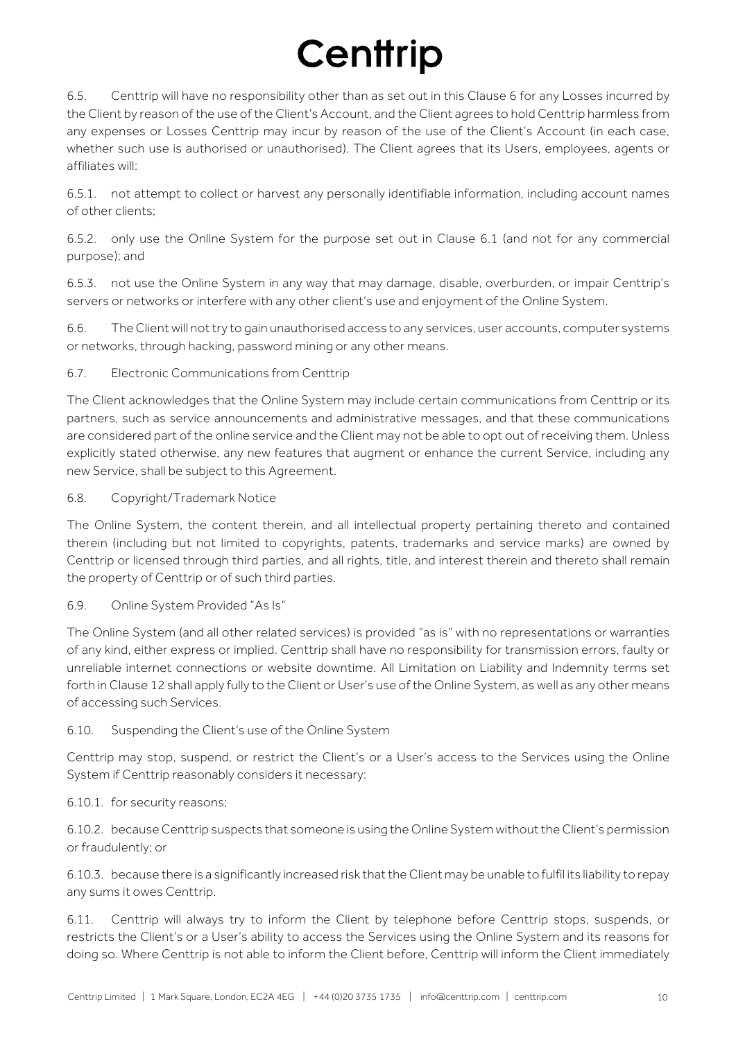6.5. Centtrip will have no responsibility other than as set out in this Clause 6 for any Losses incurred by the Client by reason of the use of the Client's Account, and the Client agrees to hold Centtrip harmless from any expenses or Losses Centtrip may incur by reason of the use of the Client's Account (in each case, whether such use is authorised or unauthorised). The Client agrees that its Users, employees, agents or affiliates will:

6.5.1. not attempt to collect or harvest any personally identifiable information, including account names of other clients;

6.5.2. only use the Online System for the purpose set out in Clause 6.1 (and not for any commercial purpose); and

6.5.3. not use the Online System in any way that may damage, disable, overburden, or impair Centtrip's servers or networks or interfere with any other client's use and enjoyment of the Online System.

6.6. The Client will not try to gain unauthorised access to any services, user accounts, computer systems or networks, through hacking, password mining or any other means.

6.7. Electronic Communications from Centtrip

The Client acknowledges that the Online System may include certain communications from Centtrip or its partners, such as service announcements and administrative messages, and that these communications are considered part of the online service and the Client may not be able to opt out of receiving them. Unless explicitly stated otherwise, any new features that augment or enhance the current Service, including any new Service, shall be subject to this Agreement.

6.8. Copyright/Trademark Notice

The Online System, the content therein, and all intellectual property pertaining thereto and contained therein (including but not limited to copyrights, patents, trademarks and service marks) are owned by Centtrip or licensed through third parties, and all rights, title, and interest therein and thereto shall remain the property of Centtrip or of such third parties.

6.9. Online System Provided "As Is"

The Online System (and all other related services) is provided "as is" with no representations or warranties of any kind, either express or implied. Centtrip shall have no responsibility for transmission errors, faulty or unreliable internet connections or website downtime. All Limitation on Liability and Indemnity terms set forth in Clause 12 shall apply fully to the Client or User's use of the Online System, as well as any other means of accessing such Services.

6.10. Suspending the Client's use of the Online System

Centtrip may stop, suspend, or restrict the Client's or a User's access to the Services using the Online System if Centtrip reasonably considers it necessary:

6.10.1. for security reasons;

6.10.2. because Centtrip suspects that someone is using the Online System without the Client's permission or fraudulently; or

6.10.3. because there is a significantly increased risk that the Client may be unable to fulfil its liability to repay any sums it owes Centtrip.

6.11. Centtrip will always try to inform the Client by telephone before Centtrip stops, suspends, or restricts the Client's or a User's ability to access the Services using the Online System and its reasons for doing so. Where Centtrip is not able to inform the Client before, Centtrip will inform the Client immediately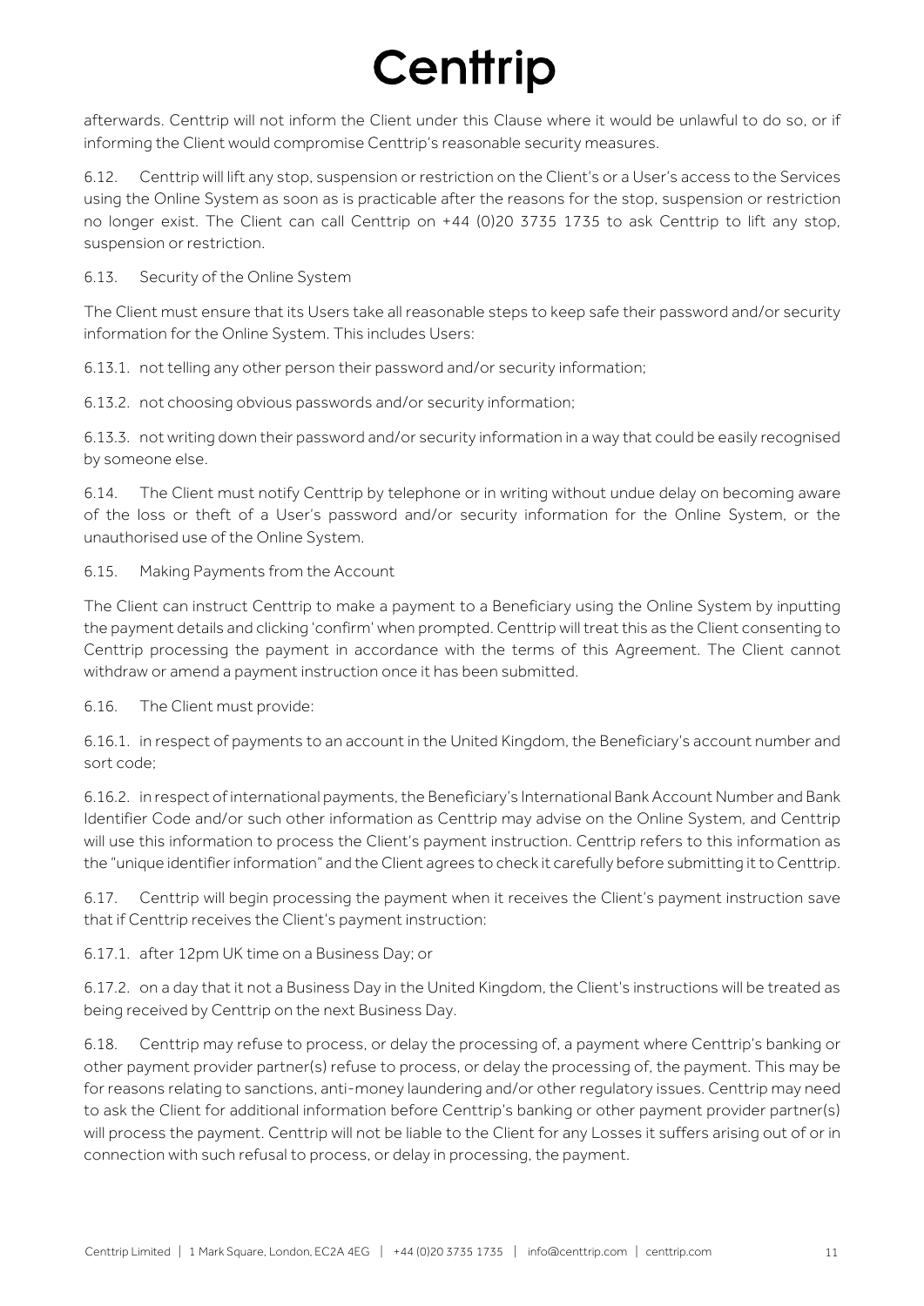afterwards. Centtrip will not inform the Client under this Clause where it would be unlawful to do so, or if informing the Client would compromise Centtrip's reasonable security measures.

6.12. Centtrip will lift any stop, suspension or restriction on the Client's or a User's access to the Services using the Online System as soon as is practicable after the reasons for the stop, suspension or restriction no longer exist. The Client can call Centtrip on +44 (0)20 3735 1735 to ask Centtrip to lift any stop, suspension or restriction.

6.13. Security of the Online System

The Client must ensure that its Users take all reasonable steps to keep safe their password and/or security information for the Online System. This includes Users:

6.13.1. not telling any other person their password and/or security information;

6.13.2. not choosing obvious passwords and/or security information;

6.13.3. not writing down their password and/or security information in a way that could be easily recognised by someone else.

6.14. The Client must notify Centtrip by telephone or in writing without undue delay on becoming aware of the loss or theft of a User's password and/or security information for the Online System, or the unauthorised use of the Online System.

6.15. Making Payments from the Account

The Client can instruct Centtrip to make a payment to a Beneficiary using the Online System by inputting the payment details and clicking 'confirm' when prompted. Centtrip will treat this as the Client consenting to Centtrip processing the payment in accordance with the terms of this Agreement. The Client cannot withdraw or amend a payment instruction once it has been submitted.

6.16. The Client must provide:

6.16.1. in respect of payments to an account in the United Kingdom, the Beneficiary's account number and sort code;

6.16.2. in respect of international payments, the Beneficiary's International Bank Account Number and Bank Identifier Code and/or such other information as Centtrip may advise on the Online System, and Centtrip will use this information to process the Client's payment instruction. Centtrip refers to this information as the "unique identifier information" and the Client agrees to check it carefully before submitting it to Centtrip.

6.17. Centtrip will begin processing the payment when it receives the Client's payment instruction save that if Centtrip receives the Client's payment instruction:

6.17.1. after 12pm UK time on a Business Day; or

6.17.2. on a day that it not a Business Day in the United Kingdom, the Client's instructions will be treated as being received by Centtrip on the next Business Day.

6.18. Centtrip may refuse to process, or delay the processing of, a payment where Centtrip's banking or other payment provider partner(s) refuse to process, or delay the processing of, the payment. This may be for reasons relating to sanctions, anti-money laundering and/or other regulatory issues. Centtrip may need to ask the Client for additional information before Centtrip's banking or other payment provider partner(s) will process the payment. Centtrip will not be liable to the Client for any Losses it suffers arising out of or in connection with such refusal to process, or delay in processing, the payment.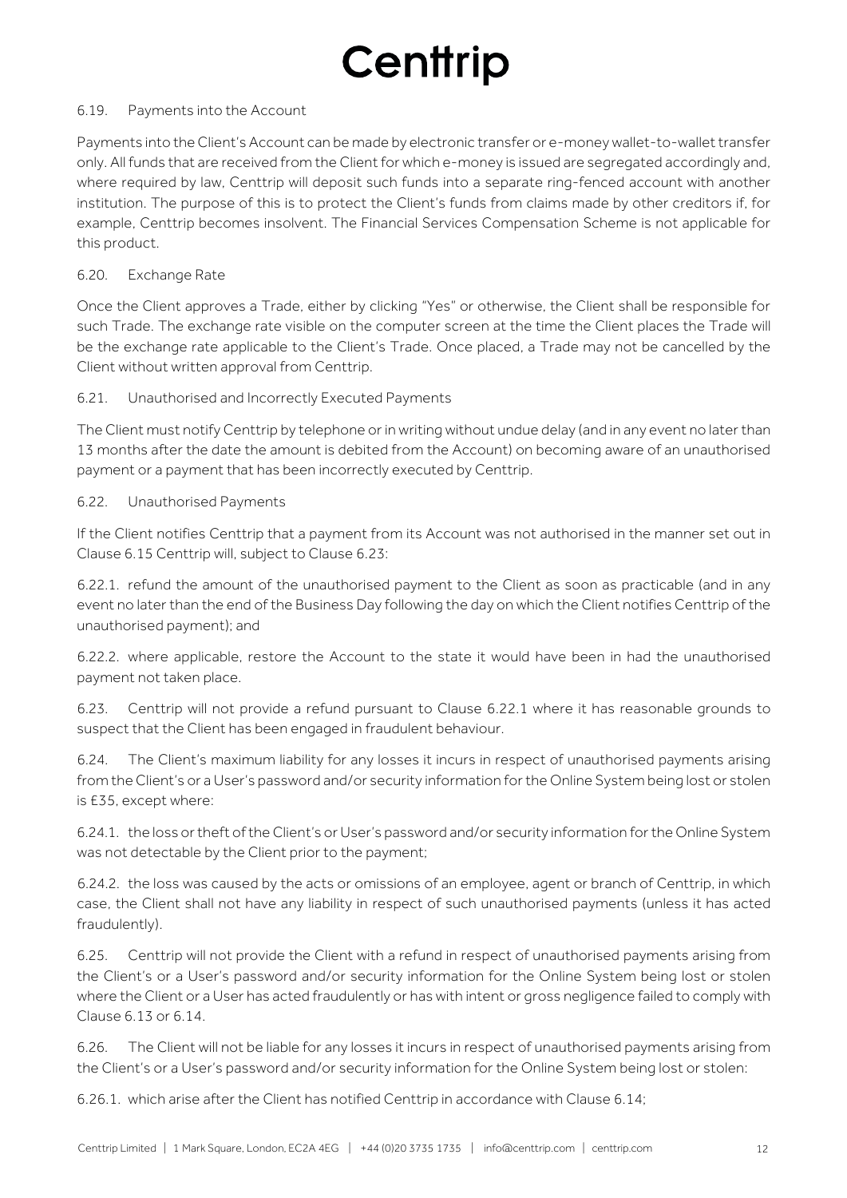6.19. Payments into the Account

Payments into the Client's Account can be made by electronic transfer or e-money wallet-to-wallet transfer only. All funds that are received from the Client for which e-money is issued are segregated accordingly and, where required by law, Centtrip will deposit such funds into a separate ring-fenced account with another institution. The purpose of this is to protect the Client's funds from claims made by other creditors if, for example, Centtrip becomes insolvent. The Financial Services Compensation Scheme is not applicable for this product.

6.20. Exchange Rate

Once the Client approves a Trade, either by clicking "Yes" or otherwise, the Client shall be responsible for such Trade. The exchange rate visible on the computer screen at the time the Client places the Trade will be the exchange rate applicable to the Client's Trade. Once placed, a Trade may not be cancelled by the Client without written approval from Centtrip.

6.21. Unauthorised and Incorrectly Executed Payments

The Client must notify Centtrip by telephone or in writing without undue delay (and in any event no later than 13 months after the date the amount is debited from the Account) on becoming aware of an unauthorised payment or a payment that has been incorrectly executed by Centtrip.

6.22. Unauthorised Payments

If the Client notifies Centtrip that a payment from its Account was not authorised in the manner set out in Clause 6.15 Centtrip will, subject to Clause 6.23:

6.22.1. refund the amount of the unauthorised payment to the Client as soon as practicable (and in any event no later than the end of the Business Day following the day on which the Client notifies Centtrip of the unauthorised payment); and

6.22.2. where applicable, restore the Account to the state it would have been in had the unauthorised payment not taken place.

6.23. Centtrip will not provide a refund pursuant to Clause 6.22.1 where it has reasonable grounds to suspect that the Client has been engaged in fraudulent behaviour.

6.24. The Client's maximum liability for any losses it incurs in respect of unauthorised payments arising from the Client's or a User's password and/or security information for the Online System being lost or stolen is £35, except where:

6.24.1. the loss or theft of the Client's or User's password and/or security information for the Online System was not detectable by the Client prior to the payment;

6.24.2. the loss was caused by the acts or omissions of an employee, agent or branch of Centtrip, in which case, the Client shall not have any liability in respect of such unauthorised payments (unless it has acted fraudulently).

6.25. Centtrip will not provide the Client with a refund in respect of unauthorised payments arising from the Client's or a User's password and/or security information for the Online System being lost or stolen where the Client or a User has acted fraudulently or has with intent or gross negligence failed to comply with Clause 6.13 or 6.14.

6.26. The Client will not be liable for any losses it incurs in respect of unauthorised payments arising from the Client's or a User's password and/or security information for the Online System being lost or stolen:

6.26.1. which arise after the Client has notified Centtrip in accordance with Clause 6.14;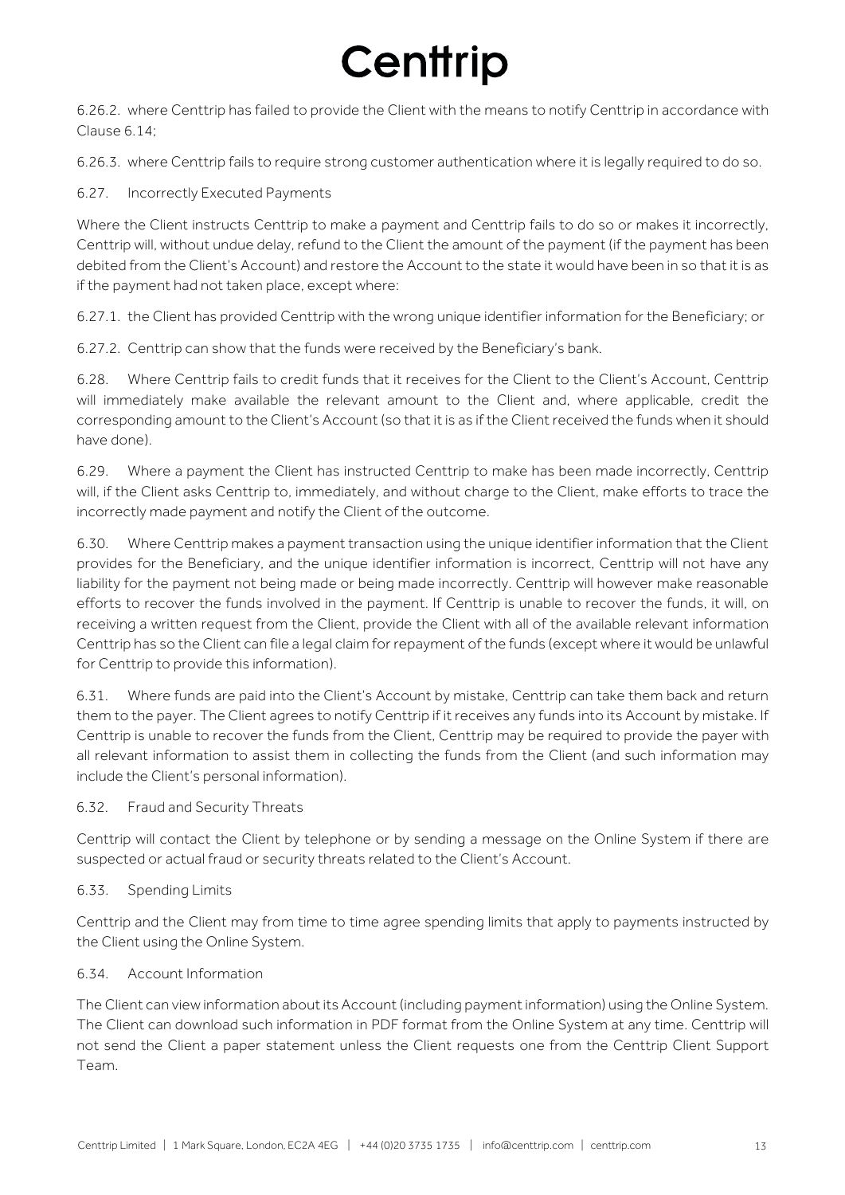6.26.2. where Centtrip has failed to provide the Client with the means to notify Centtrip in accordance with Clause 6.14;

6.26.3. where Centtrip fails to require strong customer authentication where it is legally required to do so.

6.27. Incorrectly Executed Payments

Where the Client instructs Centtrip to make a payment and Centtrip fails to do so or makes it incorrectly, Centtrip will, without undue delay, refund to the Client the amount of the payment (if the payment has been debited from the Client's Account) and restore the Account to the state it would have been in so that it is as if the payment had not taken place, except where:

6.27.1. the Client has provided Centtrip with the wrong unique identifier information for the Beneficiary; or

6.27.2. Centtrip can show that the funds were received by the Beneficiary's bank.

6.28. Where Centtrip fails to credit funds that it receives for the Client to the Client's Account, Centtrip will immediately make available the relevant amount to the Client and, where applicable, credit the corresponding amount to the Client's Account (so that it is as if the Client received the funds when it should have done).

6.29. Where a payment the Client has instructed Centtrip to make has been made incorrectly, Centtrip will, if the Client asks Centtrip to, immediately, and without charge to the Client, make efforts to trace the incorrectly made payment and notify the Client of the outcome.

6.30. Where Centtrip makes a payment transaction using the unique identifier information that the Client provides for the Beneficiary, and the unique identifier information is incorrect, Centtrip will not have any liability for the payment not being made or being made incorrectly. Centtrip will however make reasonable efforts to recover the funds involved in the payment. If Centtrip is unable to recover the funds, it will, on receiving a written request from the Client, provide the Client with all of the available relevant information Centtrip has so the Client can file a legal claim for repayment of the funds (except where it would be unlawful for Centtrip to provide this information).

6.31. Where funds are paid into the Client's Account by mistake, Centtrip can take them back and return them to the payer. The Client agrees to notify Centtrip if it receives any funds into its Account by mistake. If Centtrip is unable to recover the funds from the Client, Centtrip may be required to provide the payer with all relevant information to assist them in collecting the funds from the Client (and such information may include the Client's personal information).

6.32. Fraud and Security Threats

Centtrip will contact the Client by telephone or by sending a message on the Online System if there are suspected or actual fraud or security threats related to the Client's Account.

6.33. Spending Limits

Centtrip and the Client may from time to time agree spending limits that apply to payments instructed by the Client using the Online System.

6.34. Account Information

The Client can view information about its Account (including payment information) using the Online System. The Client can download such information in PDF format from the Online System at any time. Centtrip will not send the Client a paper statement unless the Client requests one from the Centtrip Client Support Team.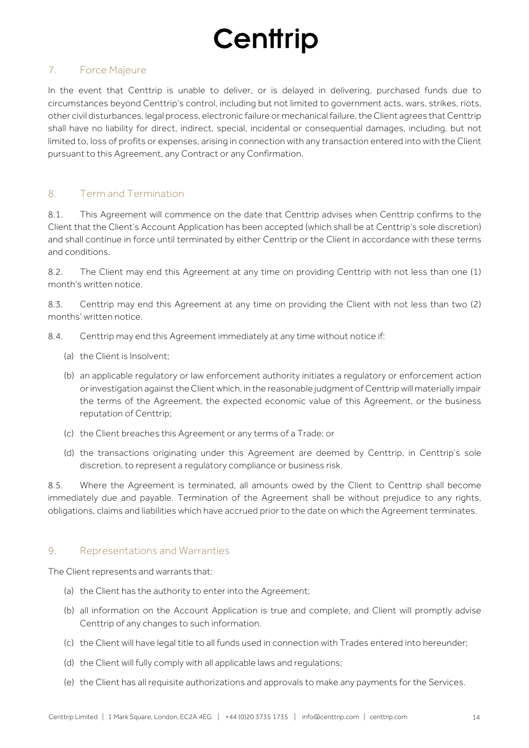## 7. Force Majeure

In the event that Centtrip is unable to deliver, or is delayed in delivering, purchased funds due to circumstances beyond Centtrip's control, including but not limited to government acts, wars, strikes, riots, other civil disturbances, legal process, electronic failure or mechanical failure, the Client agrees that Centtrip shall have no liability for direct, indirect, special, incidental or consequential damages, including, but not limited to, loss of profits or expenses, arising in connection with any transaction entered into with the Client pursuant to this Agreement, any Contract or any Confirmation.

## 8. Term and Termination

8.1. This Agreement will commence on the date that Centtrip advises when Centtrip confirms to the Client that the Client's Account Application has been accepted (which shall be at Centtrip's sole discretion) and shall continue in force until terminated by either Centtrip or the Client in accordance with these terms and conditions.

8.2. The Client may end this Agreement at any time on providing Centtrip with not less than one (1) month's written notice.

8.3. Centtrip may end this Agreement at any time on providing the Client with not less than two (2) months' written notice.

8.4. Centtrip may end this Agreement immediately at any time without notice if:

(a) the Client is Insolvent;

(b) an applicable regulatory or law enforcement authority initiates a regulatory or enforcement action or investigation against the Client which, in the reasonable judgment of Centtrip will materially impair the terms of the Agreement, the expected economic value of this Agreement, or the business reputation of Centtrip;

(c) the Client breaches this Agreement or any terms of a Trade; or

(d) the transactions originating under this Agreement are deemed by Centtrip, in Centtrip's sole discretion, to represent a regulatory compliance or business risk.

8.5. Where the Agreement is terminated, all amounts owed by the Client to Centtrip shall become immediately due and payable. Termination of the Agreement shall be without prejudice to any rights, obligations, claims and liabilities which have accrued prior to the date on which the Agreement terminates.

## 9. Representations and Warranties

The Client represents and warrants that:

(a) the Client has the authority to enter into the Agreement;

(b) all information on the Account Application is true and complete, and Client will promptly advise Centtrip of any changes to such information.

(c) the Client will have legal title to all funds used in connection with Trades entered into hereunder;

(d) the Client will fully comply with all applicable laws and regulations;

(e) the Client has all requisite authorizations and approvals to make any payments for the Services.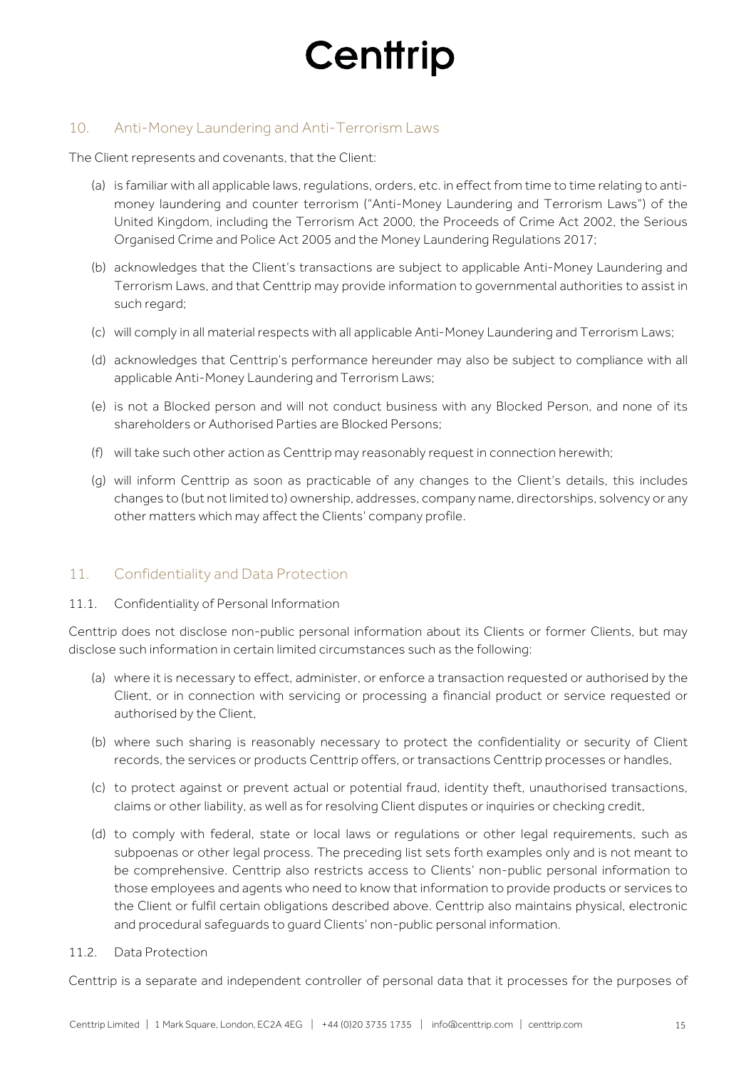## 10. Anti-Money Laundering and Anti-Terrorism Laws

The Client represents and covenants, that the Client:

(a) is familiar with all applicable laws, regulations, orders, etc. in effect from time to time relating to anti-money laundering and counter terrorism ("Anti-Money Laundering and Terrorism Laws") of the United Kingdom, including the Terrorism Act 2000, the Proceeds of Crime Act 2002, the Serious Organised Crime and Police Act 2005 and the Money Laundering Regulations 2017;

(b) acknowledges that the Client's transactions are subject to applicable Anti-Money Laundering and Terrorism Laws, and that Centtrip may provide information to governmental authorities to assist in such regard;

(c) will comply in all material respects with all applicable Anti-Money Laundering and Terrorism Laws;

(d) acknowledges that Centtrip's performance hereunder may also be subject to compliance with all applicable Anti-Money Laundering and Terrorism Laws;

(e) is not a Blocked person and will not conduct business with any Blocked Person, and none of its shareholders or Authorised Parties are Blocked Persons;

(f) will take such other action as Centtrip may reasonably request in connection herewith;

(g) will inform Centtrip as soon as practicable of any changes to the Client's details, this includes changes to (but not limited to) ownership, addresses, company name, directorships, solvency or any other matters which may affect the Clients' company profile.

## 11. Confidentiality and Data Protection

### 11.1. Confidentiality of Personal Information

Centtrip does not disclose non-public personal information about its Clients or former Clients, but may disclose such information in certain limited circumstances such as the following:

(a) where it is necessary to effect, administer, or enforce a transaction requested or authorised by the Client, or in connection with servicing or processing a financial product or service requested or authorised by the Client,

(b) where such sharing is reasonably necessary to protect the confidentiality or security of Client records, the services or products Centtrip offers, or transactions Centtrip processes or handles,

(c) to protect against or prevent actual or potential fraud, identity theft, unauthorised transactions, claims or other liability, as well as for resolving Client disputes or inquiries or checking credit,

(d) to comply with federal, state or local laws or regulations or other legal requirements, such as subpoenas or other legal process. The preceding list sets forth examples only and is not meant to be comprehensive. Centtrip also restricts access to Clients' non-public personal information to those employees and agents who need to know that information to provide products or services to the Client or fulfil certain obligations described above. Centtrip also maintains physical, electronic and procedural safeguards to guard Clients' non-public personal information.

### 11.2. Data Protection

Centtrip is a separate and independent controller of personal data that it processes for the purposes of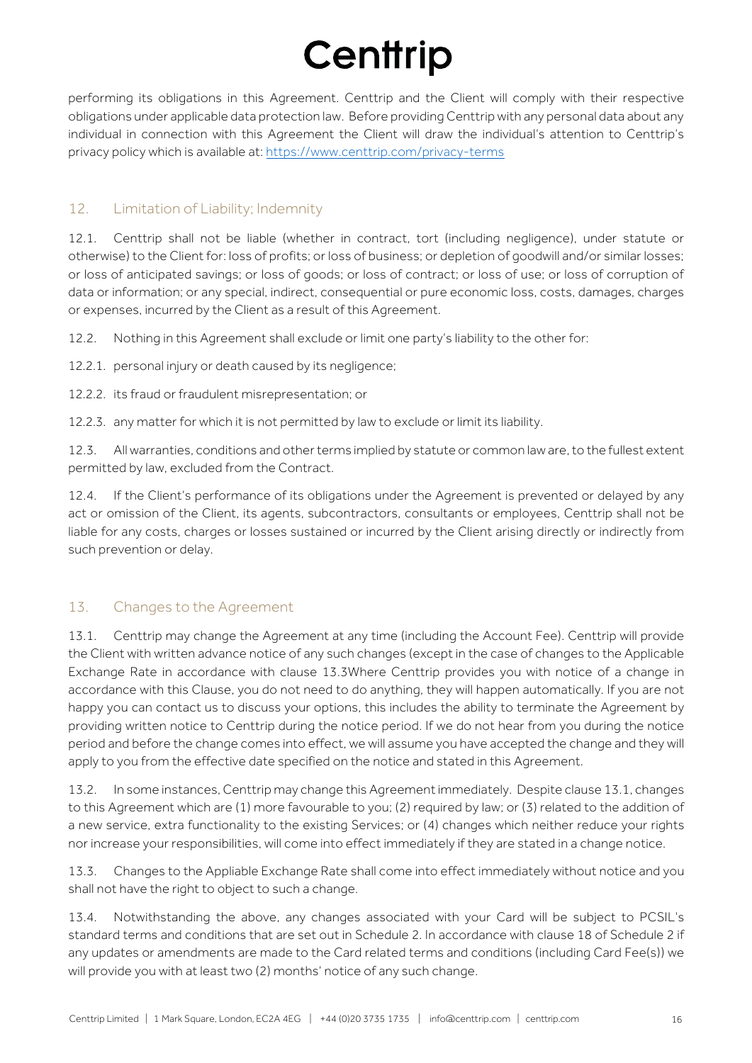performing its obligations in this Agreement. Centtrip and the Client will comply with their respective obligations under applicable data protection law. Before providing Centtrip with any personal data about any individual in connection with this Agreement the Client will draw the individual's attention to Centtrip's privacy policy which is available at: https://www.centtrip.com/privacy-terms

## 12. Limitation of Liability; Indemnity

12.1. Centtrip shall not be liable (whether in contract, tort (including negligence), under statute or otherwise) to the Client for: loss of profits; or loss of business; or depletion of goodwill and/or similar losses; or loss of anticipated savings; or loss of goods; or loss of contract; or loss of use; or loss of corruption of data or information; or any special, indirect, consequential or pure economic loss, costs, damages, charges or expenses, incurred by the Client as a result of this Agreement.

12.2. Nothing in this Agreement shall exclude or limit one party's liability to the other for:

12.2.1. personal injury or death caused by its negligence;

12.2.2. its fraud or fraudulent misrepresentation; or

12.2.3. any matter for which it is not permitted by law to exclude or limit its liability.

12.3. All warranties, conditions and other terms implied by statute or common law are, to the fullest extent permitted by law, excluded from the Contract.

12.4. If the Client's performance of its obligations under the Agreement is prevented or delayed by any act or omission of the Client, its agents, subcontractors, consultants or employees, Centtrip shall not be liable for any costs, charges or losses sustained or incurred by the Client arising directly or indirectly from such prevention or delay.

## 13. Changes to the Agreement

13.1. Centtrip may change the Agreement at any time (including the Account Fee). Centtrip will provide the Client with written advance notice of any such changes (except in the case of changes to the Applicable Exchange Rate in accordance with clause 13.3Where Centtrip provides you with notice of a change in accordance with this Clause, you do not need to do anything, they will happen automatically. If you are not happy you can contact us to discuss your options, this includes the ability to terminate the Agreement by providing written notice to Centtrip during the notice period. If we do not hear from you during the notice period and before the change comes into effect, we will assume you have accepted the change and they will apply to you from the effective date specified on the notice and stated in this Agreement.

13.2. In some instances, Centtrip may change this Agreement immediately. Despite clause 13.1, changes to this Agreement which are (1) more favourable to you; (2) required by law; or (3) related to the addition of a new service, extra functionality to the existing Services; or (4) changes which neither reduce your rights nor increase your responsibilities, will come into effect immediately if they are stated in a change notice.

13.3. Changes to the Appliable Exchange Rate shall come into effect immediately without notice and you shall not have the right to object to such a change.

13.4. Notwithstanding the above, any changes associated with your Card will be subject to PCSIL's standard terms and conditions that are set out in Schedule 2. In accordance with clause 18 of Schedule 2 if any updates or amendments are made to the Card related terms and conditions (including Card Fee(s)) we will provide you with at least two (2) months' notice of any such change.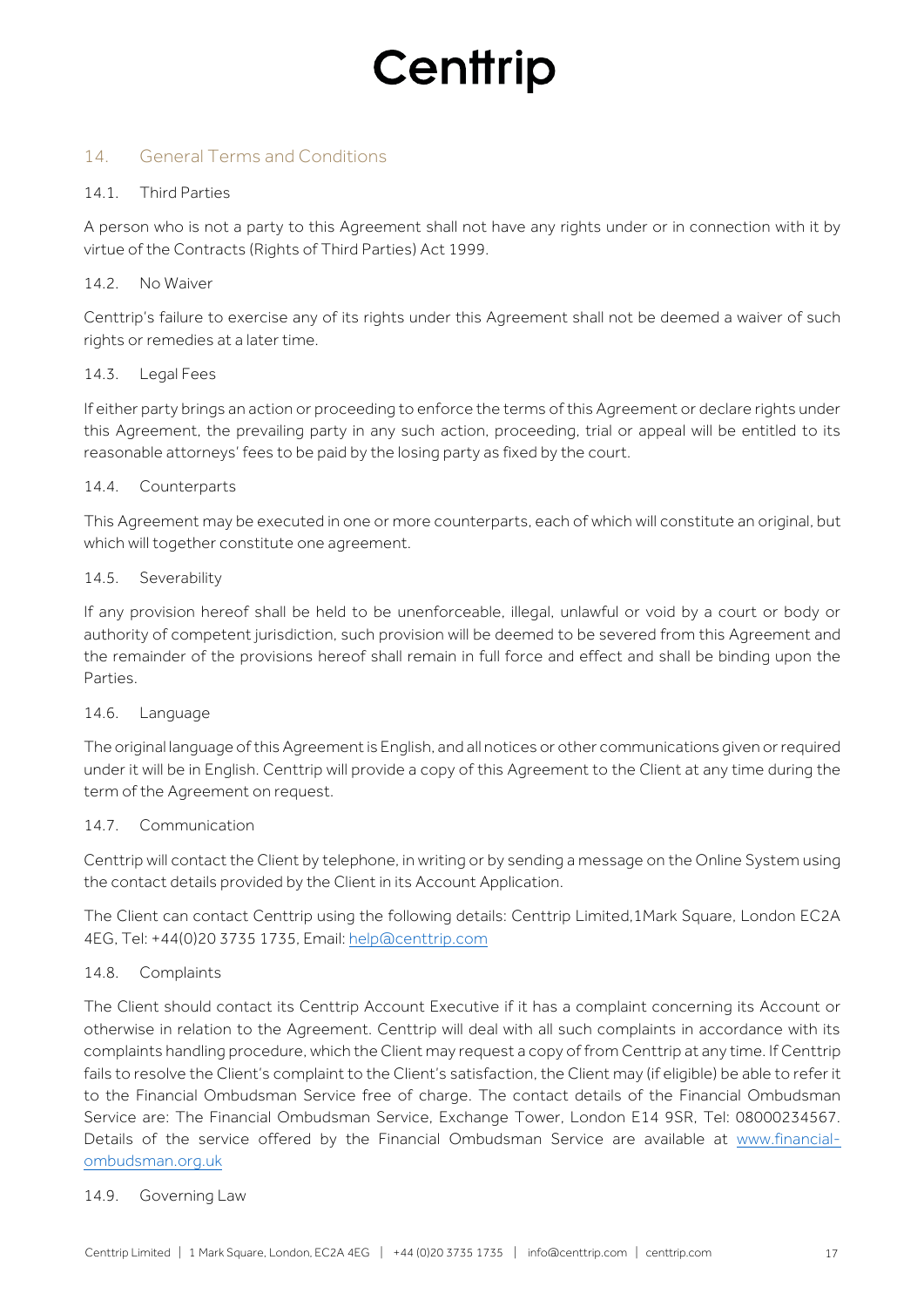## 14. General Terms and Conditions

### 14.1. Third Parties

A person who is not a party to this Agreement shall not have any rights under or in connection with it by virtue of the Contracts (Rights of Third Parties) Act 1999.

### 14.2. No Waiver

Centtrip's failure to exercise any of its rights under this Agreement shall not be deemed a waiver of such rights or remedies at a later time.

### 14.3. Legal Fees

If either party brings an action or proceeding to enforce the terms of this Agreement or declare rights under this Agreement, the prevailing party in any such action, proceeding, trial or appeal will be entitled to its reasonable attorneys' fees to be paid by the losing party as fixed by the court.

### 14.4. Counterparts

This Agreement may be executed in one or more counterparts, each of which will constitute an original, but which will together constitute one agreement.

### 14.5. Severability

If any provision hereof shall be held to be unenforceable, illegal, unlawful or void by a court or body or authority of competent jurisdiction, such provision will be deemed to be severed from this Agreement and the remainder of the provisions hereof shall remain in full force and effect and shall be binding upon the Parties.

### 14.6. Language

The original language of this Agreement is English, and all notices or other communications given or required under it will be in English. Centtrip will provide a copy of this Agreement to the Client at any time during the term of the Agreement on request.

### 14.7. Communication

Centtrip will contact the Client by telephone, in writing or by sending a message on the Online System using the contact details provided by the Client in its Account Application.

The Client can contact Centtrip using the following details: Centtrip Limited,1Mark Square, London EC2A 4EG, Tel: +44(0)20 3735 1735, Email: help@centtrip.com

### 14.8. Complaints

The Client should contact its Centtrip Account Executive if it has a complaint concerning its Account or otherwise in relation to the Agreement. Centtrip will deal with all such complaints in accordance with its complaints handling procedure, which the Client may request a copy of from Centtrip at any time. If Centtrip fails to resolve the Client's complaint to the Client's satisfaction, the Client may (if eligible) be able to refer it to the Financial Ombudsman Service free of charge. The contact details of the Financial Ombudsman Service are: The Financial Ombudsman Service, Exchange Tower, London E14 9SR, Tel: 08000234567. Details of the service offered by the Financial Ombudsman Service are available at www.financial-ombudsman.org.uk

### 14.9. Governing Law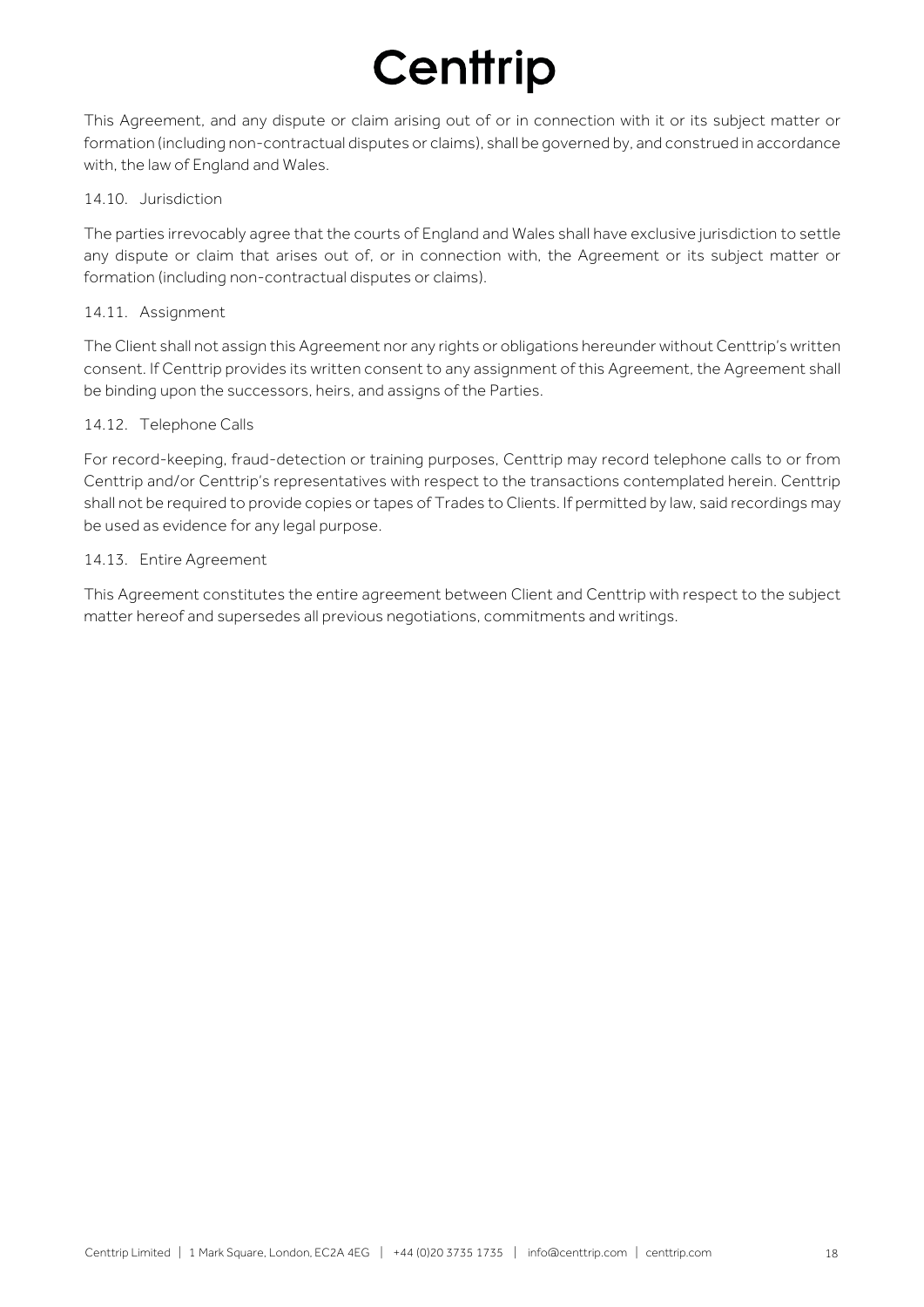This Agreement, and any dispute or claim arising out of or in connection with it or its subject matter or formation (including non-contractual disputes or claims), shall be governed by, and construed in accordance with, the law of England and Wales.

14.10. Jurisdiction

The parties irrevocably agree that the courts of England and Wales shall have exclusive jurisdiction to settle any dispute or claim that arises out of, or in connection with, the Agreement or its subject matter or formation (including non-contractual disputes or claims).

14.11. Assignment

The Client shall not assign this Agreement nor any rights or obligations hereunder without Centtrip's written consent. If Centtrip provides its written consent to any assignment of this Agreement, the Agreement shall be binding upon the successors, heirs, and assigns of the Parties.

14.12. Telephone Calls

For record-keeping, fraud-detection or training purposes, Centtrip may record telephone calls to or from Centtrip and/or Centtrip's representatives with respect to the transactions contemplated herein. Centtrip shall not be required to provide copies or tapes of Trades to Clients. If permitted by law, said recordings may be used as evidence for any legal purpose.

14.13. Entire Agreement

This Agreement constitutes the entire agreement between Client and Centtrip with respect to the subject matter hereof and supersedes all previous negotiations, commitments and writings.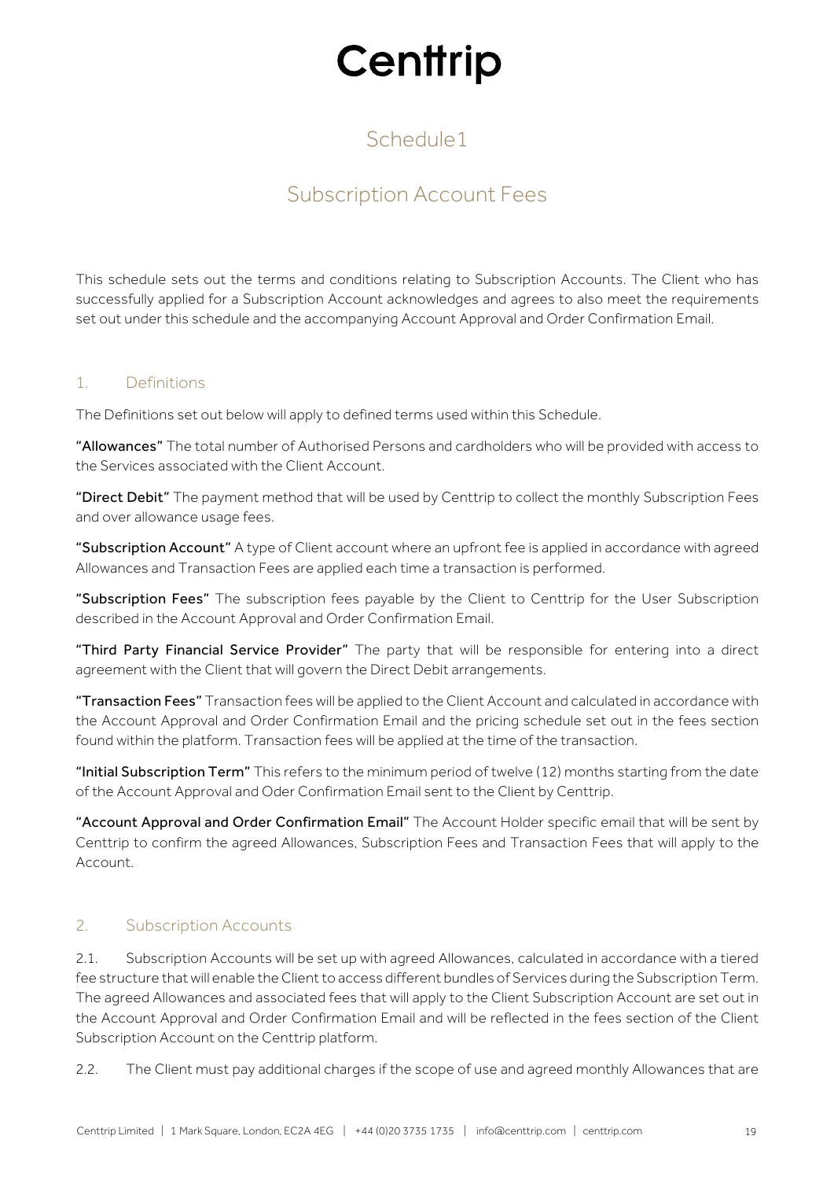# Centtrip

## Schedule1

## Subscription Account Fees

This schedule sets out the terms and conditions relating to Subscription Accounts. The Client who has successfully applied for a Subscription Account acknowledges and agrees to also meet the requirements set out under this schedule and the accompanying Account Approval and Order Confirmation Email.

### 1. Definitions

The Definitions set out below will apply to defined terms used within this Schedule.

**"Allowances"** The total number of Authorised Persons and cardholders who will be provided with access to the Services associated with the Client Account.

**"Direct Debit"** The payment method that will be used by Centtrip to collect the monthly Subscription Fees and over allowance usage fees.

**"Subscription Account"** A type of Client account where an upfront fee is applied in accordance with agreed Allowances and Transaction Fees are applied each time a transaction is performed.

**"Subscription Fees"** The subscription fees payable by the Client to Centtrip for the User Subscription described in the Account Approval and Order Confirmation Email.

**"Third Party Financial Service Provider"** The party that will be responsible for entering into a direct agreement with the Client that will govern the Direct Debit arrangements.

**"Transaction Fees"** Transaction fees will be applied to the Client Account and calculated in accordance with the Account Approval and Order Confirmation Email and the pricing schedule set out in the fees section found within the platform. Transaction fees will be applied at the time of the transaction.

**"Initial Subscription Term"** This refers to the minimum period of twelve (12) months starting from the date of the Account Approval and Oder Confirmation Email sent to the Client by Centtrip.

**"Account Approval and Order Confirmation Email"** The Account Holder specific email that will be sent by Centtrip to confirm the agreed Allowances, Subscription Fees and Transaction Fees that will apply to the Account.

### 2. Subscription Accounts

2.1. Subscription Accounts will be set up with agreed Allowances, calculated in accordance with a tiered fee structure that will enable the Client to access different bundles of Services during the Subscription Term. The agreed Allowances and associated fees that will apply to the Client Subscription Account are set out in the Account Approval and Order Confirmation Email and will be reflected in the fees section of the Client Subscription Account on the Centtrip platform.

2.2. The Client must pay additional charges if the scope of use and agreed monthly Allowances that are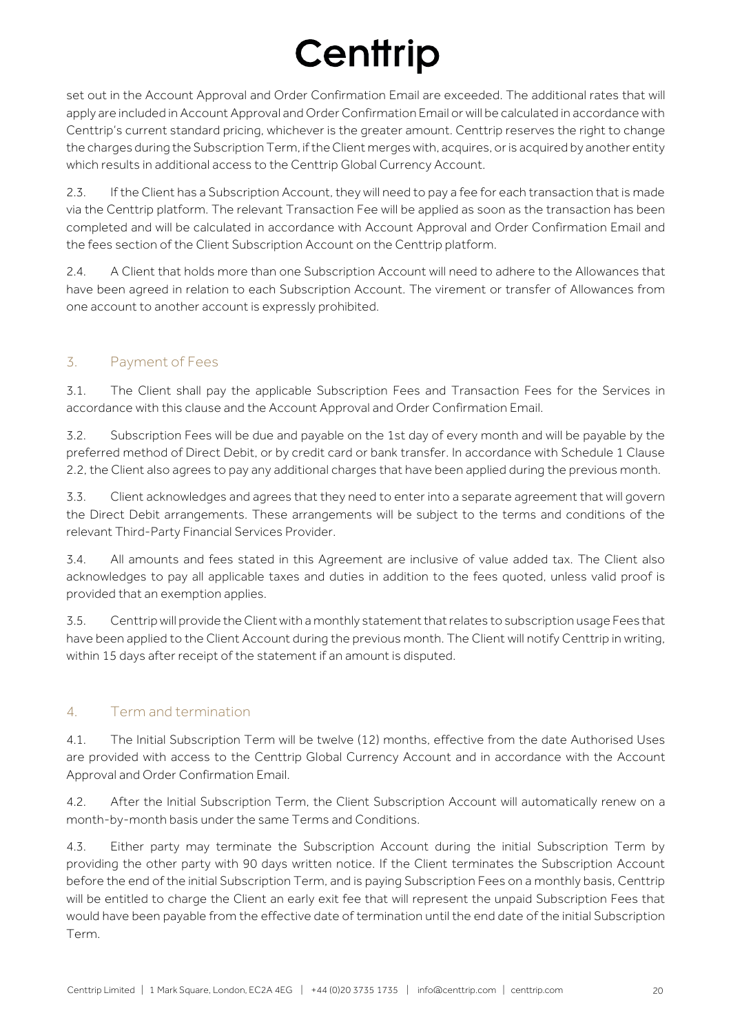set out in the Account Approval and Order Confirmation Email are exceeded. The additional rates that will apply are included in Account Approval and Order Confirmation Email or will be calculated in accordance with Centtrip's current standard pricing, whichever is the greater amount. Centtrip reserves the right to change the charges during the Subscription Term, if the Client merges with, acquires, or is acquired by another entity which results in additional access to the Centtrip Global Currency Account.

2.3. If the Client has a Subscription Account, they will need to pay a fee for each transaction that is made via the Centtrip platform. The relevant Transaction Fee will be applied as soon as the transaction has been completed and will be calculated in accordance with Account Approval and Order Confirmation Email and the fees section of the Client Subscription Account on the Centtrip platform.

2.4. A Client that holds more than one Subscription Account will need to adhere to the Allowances that have been agreed in relation to each Subscription Account. The virement or transfer of Allowances from one account to another account is expressly prohibited.

## 3. Payment of Fees

3.1. The Client shall pay the applicable Subscription Fees and Transaction Fees for the Services in accordance with this clause and the Account Approval and Order Confirmation Email.

3.2. Subscription Fees will be due and payable on the 1st day of every month and will be payable by the preferred method of Direct Debit, or by credit card or bank transfer. In accordance with Schedule 1 Clause 2.2, the Client also agrees to pay any additional charges that have been applied during the previous month.

3.3. Client acknowledges and agrees that they need to enter into a separate agreement that will govern the Direct Debit arrangements. These arrangements will be subject to the terms and conditions of the relevant Third-Party Financial Services Provider.

3.4. All amounts and fees stated in this Agreement are inclusive of value added tax. The Client also acknowledges to pay all applicable taxes and duties in addition to the fees quoted, unless valid proof is provided that an exemption applies.

3.5. Centtrip will provide the Client with a monthly statement that relates to subscription usage Fees that have been applied to the Client Account during the previous month. The Client will notify Centtrip in writing, within 15 days after receipt of the statement if an amount is disputed.

## 4. Term and termination

4.1. The Initial Subscription Term will be twelve (12) months, effective from the date Authorised Uses are provided with access to the Centtrip Global Currency Account and in accordance with the Account Approval and Order Confirmation Email.

4.2. After the Initial Subscription Term, the Client Subscription Account will automatically renew on a month-by-month basis under the same Terms and Conditions.

4.3. Either party may terminate the Subscription Account during the initial Subscription Term by providing the other party with 90 days written notice. If the Client terminates the Subscription Account before the end of the initial Subscription Term, and is paying Subscription Fees on a monthly basis, Centtrip will be entitled to charge the Client an early exit fee that will represent the unpaid Subscription Fees that would have been payable from the effective date of termination until the end date of the initial Subscription Term.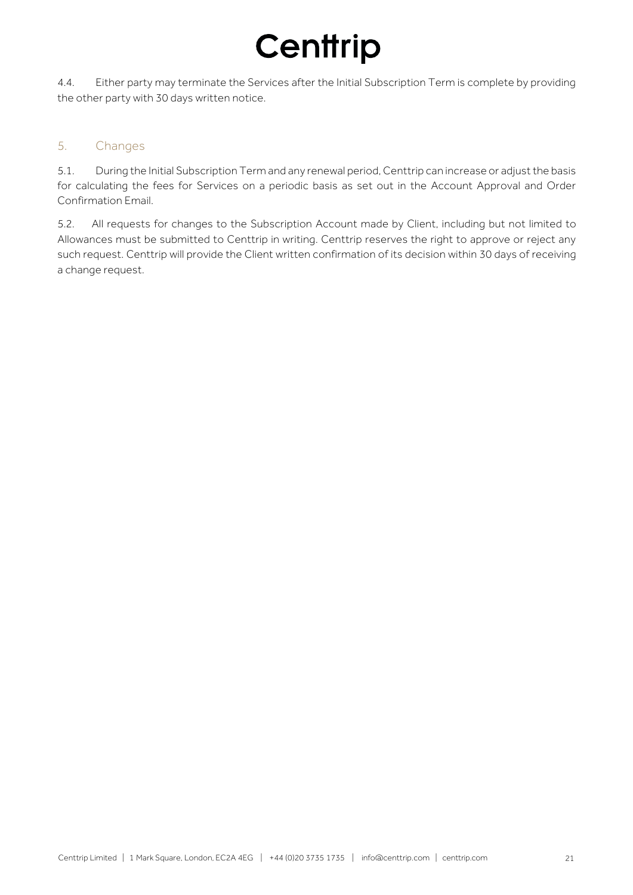4.4. Either party may terminate the Services after the Initial Subscription Term is complete by providing the other party with 30 days written notice.

## 5. Changes

5.1. During the Initial Subscription Term and any renewal period, Centtrip can increase or adjust the basis for calculating the fees for Services on a periodic basis as set out in the Account Approval and Order Confirmation Email.

5.2. All requests for changes to the Subscription Account made by Client, including but not limited to Allowances must be submitted to Centtrip in writing. Centtrip reserves the right to approve or reject any such request. Centtrip will provide the Client written confirmation of its decision within 30 days of receiving a change request.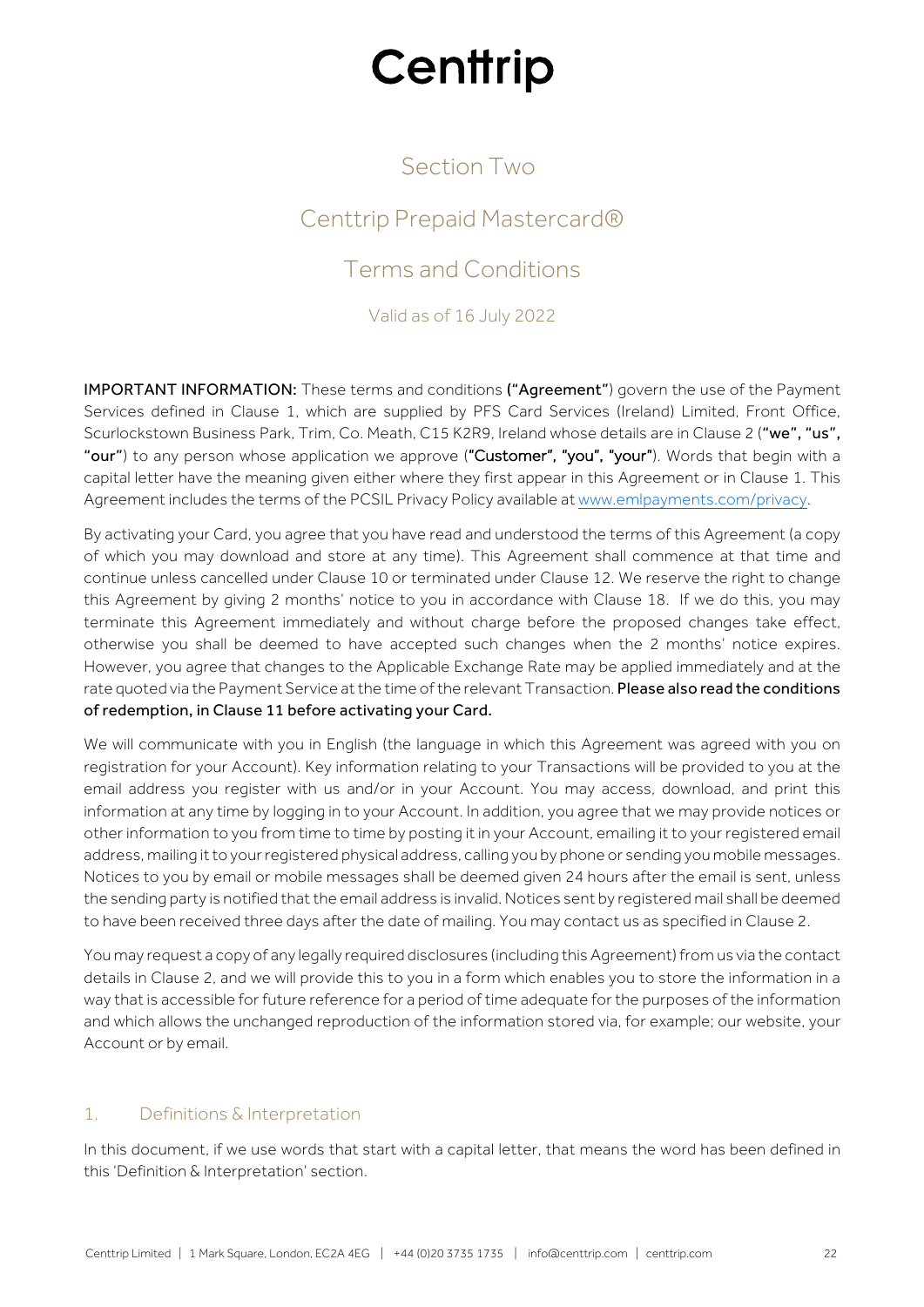# Centtrip

## Section Two

## Centtrip Prepaid Mastercard®

## Terms and Conditions

Valid as of 16 July 2022

**IMPORTANT INFORMATION:** These terms and conditions **("Agreement"**) govern the use of the Payment Services defined in Clause 1, which are supplied by PFS Card Services (Ireland) Limited, Front Office, Scurlockstown Business Park, Trim, Co. Meath, C15 K2R9, Ireland whose details are in Clause 2 (**"we", "us", "our"**) to any person whose application we approve (**"Customer", "you", "your"**). Words that begin with a capital letter have the meaning given either where they first appear in this Agreement or in Clause 1. This Agreement includes the terms of the PCSIL Privacy Policy available at www.emlpayments.com/privacy.

By activating your Card, you agree that you have read and understood the terms of this Agreement (a copy of which you may download and store at any time). This Agreement shall commence at that time and continue unless cancelled under Clause 10 or terminated under Clause 12. We reserve the right to change this Agreement by giving 2 months' notice to you in accordance with Clause 18. If we do this, you may terminate this Agreement immediately and without charge before the proposed changes take effect, otherwise you shall be deemed to have accepted such changes when the 2 months' notice expires. However, you agree that changes to the Applicable Exchange Rate may be applied immediately and at the rate quoted via the Payment Service at the time of the relevant Transaction. **Please also read the conditions of redemption, in Clause 11 before activating your Card.**

We will communicate with you in English (the language in which this Agreement was agreed with you on registration for your Account). Key information relating to your Transactions will be provided to you at the email address you register with us and/or in your Account. You may access, download, and print this information at any time by logging in to your Account. In addition, you agree that we may provide notices or other information to you from time to time by posting it in your Account, emailing it to your registered email address, mailing it to your registered physical address, calling you by phone or sending you mobile messages. Notices to you by email or mobile messages shall be deemed given 24 hours after the email is sent, unless the sending party is notified that the email address is invalid. Notices sent by registered mail shall be deemed to have been received three days after the date of mailing. You may contact us as specified in Clause 2.

You may request a copy of any legally required disclosures (including this Agreement) from us via the contact details in Clause 2, and we will provide this to you in a form which enables you to store the information in a way that is accessible for future reference for a period of time adequate for the purposes of the information and which allows the unchanged reproduction of the information stored via, for example; our website, your Account or by email.

### 1. Definitions & Interpretation

In this document, if we use words that start with a capital letter, that means the word has been defined in this 'Definition & Interpretation' section.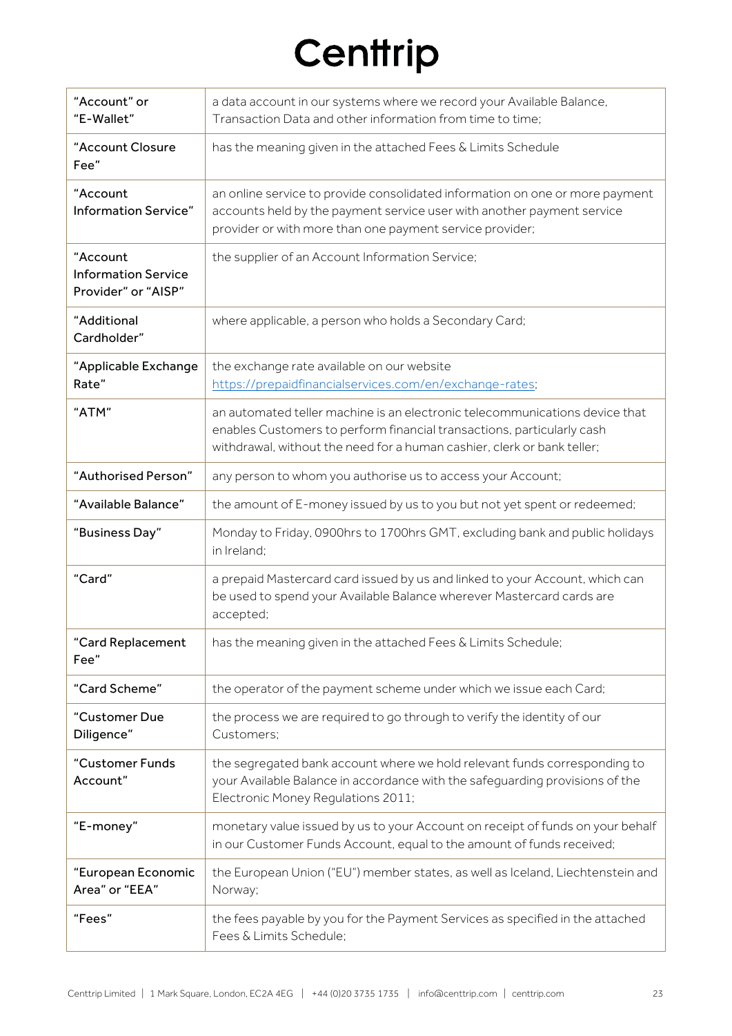# Centtrip

| | |
|---|---|
| "Account" or "E-Wallet" | a data account in our systems where we record your Available Balance, Transaction Data and other information from time to time; |
| "Account Closure Fee" | has the meaning given in the attached Fees & Limits Schedule |
| "Account Information Service" | an online service to provide consolidated information on one or more payment accounts held by the payment service user with another payment service provider or with more than one payment service provider; |
| "Account Information Service Provider" or "AISP" | the supplier of an Account Information Service; |
| "Additional Cardholder" | where applicable, a person who holds a Secondary Card; |
| "Applicable Exchange Rate" | the exchange rate available on our website https://prepaidfinancialservices.com/en/exchange-rates; |
| "ATM" | an automated teller machine is an electronic telecommunications device that enables Customers to perform financial transactions, particularly cash withdrawal, without the need for a human cashier, clerk or bank teller; |
| "Authorised Person" | any person to whom you authorise us to access your Account; |
| "Available Balance" | the amount of E-money issued by us to you but not yet spent or redeemed; |
| "Business Day" | Monday to Friday, 0900hrs to 1700hrs GMT, excluding bank and public holidays in Ireland; |
| "Card" | a prepaid Mastercard card issued by us and linked to your Account, which can be used to spend your Available Balance wherever Mastercard cards are accepted; |
| "Card Replacement Fee" | has the meaning given in the attached Fees & Limits Schedule; |
| "Card Scheme" | the operator of the payment scheme under which we issue each Card; |
| "Customer Due Diligence" | the process we are required to go through to verify the identity of our Customers; |
| "Customer Funds Account" | the segregated bank account where we hold relevant funds corresponding to your Available Balance in accordance with the safeguarding provisions of the Electronic Money Regulations 2011; |
| "E-money" | monetary value issued by us to your Account on receipt of funds on your behalf in our Customer Funds Account, equal to the amount of funds received; |
| "European Economic Area" or "EEA" | the European Union ("EU") member states, as well as Iceland, Liechtenstein and Norway; |
| "Fees" | the fees payable by you for the Payment Services as specified in the attached Fees & Limits Schedule; |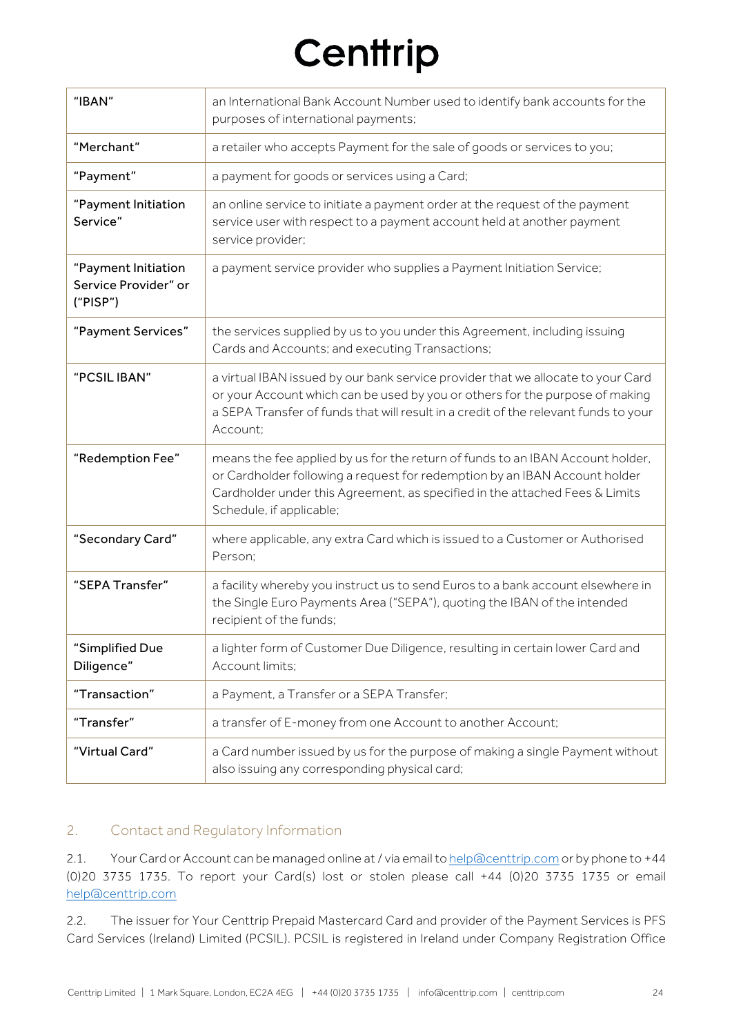| | |
|---|---|
| "IBAN" | an International Bank Account Number used to identify bank accounts for the purposes of international payments; |
| "Merchant" | a retailer who accepts Payment for the sale of goods or services to you; |
| "Payment" | a payment for goods or services using a Card; |
| "Payment Initiation Service" | an online service to initiate a payment order at the request of the payment service user with respect to a payment account held at another payment service provider; |
| "Payment Initiation Service Provider" or ("PISP") | a payment service provider who supplies a Payment Initiation Service; |
| "Payment Services" | the services supplied by us to you under this Agreement, including issuing Cards and Accounts; and executing Transactions; |
| "PCSIL IBAN" | a virtual IBAN issued by our bank service provider that we allocate to your Card or your Account which can be used by you or others for the purpose of making a SEPA Transfer of funds that will result in a credit of the relevant funds to your Account; |
| "Redemption Fee" | means the fee applied by us for the return of funds to an IBAN Account holder, or Cardholder following a request for redemption by an IBAN Account holder Cardholder under this Agreement, as specified in the attached Fees & Limits Schedule, if applicable; |
| "Secondary Card" | where applicable, any extra Card which is issued to a Customer or Authorised Person; |
| "SEPA Transfer" | a facility whereby you instruct us to send Euros to a bank account elsewhere in the Single Euro Payments Area ("SEPA"), quoting the IBAN of the intended recipient of the funds; |
| "Simplified Due Diligence" | a lighter form of Customer Due Diligence, resulting in certain lower Card and Account limits; |
| "Transaction" | a Payment, a Transfer or a SEPA Transfer; |
| "Transfer" | a transfer of E-money from one Account to another Account; |
| "Virtual Card" | a Card number issued by us for the purpose of making a single Payment without also issuing any corresponding physical card; |

## 2. Contact and Regulatory Information

2.1. Your Card or Account can be managed online at / via email to help@centtrip.com or by phone to +44 (0)20 3735 1735. To report your Card(s) lost or stolen please call +44 (0)20 3735 1735 or email help@centtrip.com

2.2. The issuer for Your Centtrip Prepaid Mastercard Card and provider of the Payment Services is PFS Card Services (Ireland) Limited (PCSIL). PCSIL is registered in Ireland under Company Registration Office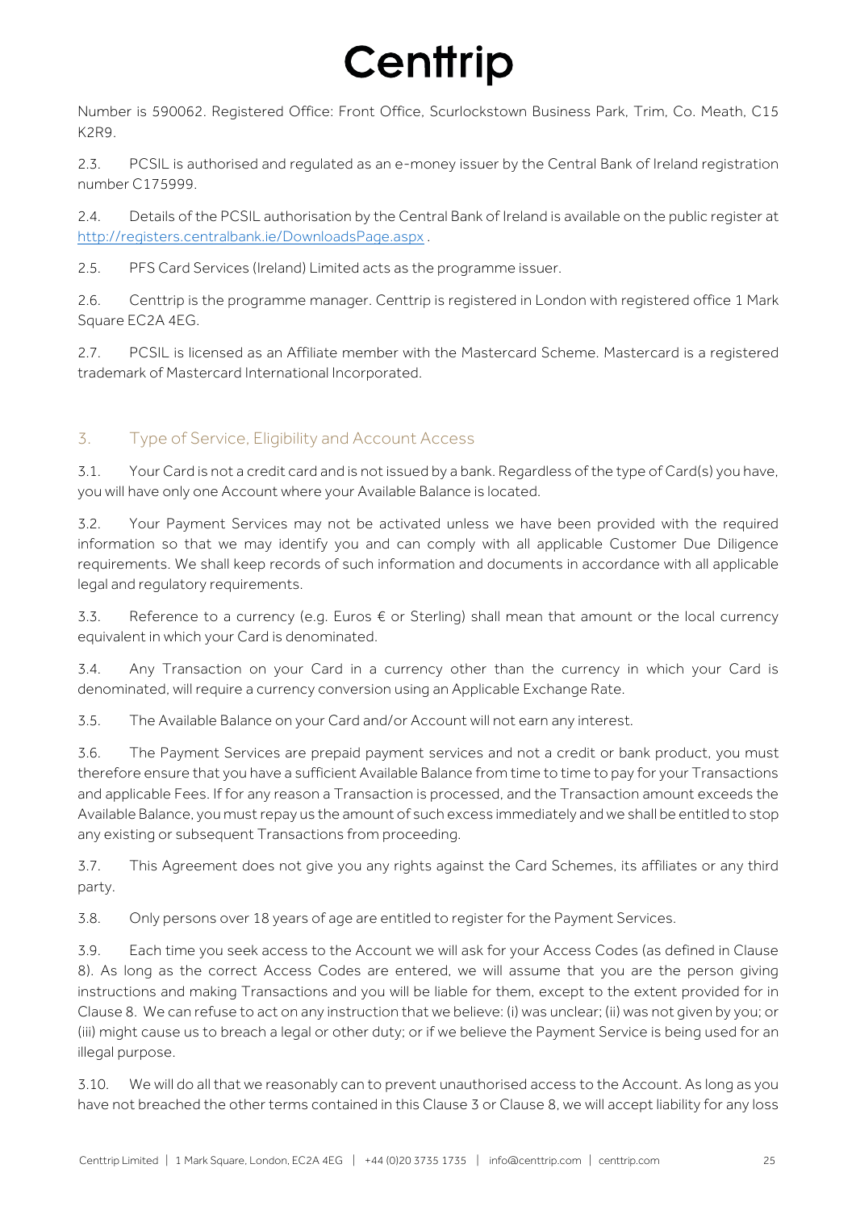Number is 590062. Registered Office: Front Office, Scurlockstown Business Park, Trim, Co. Meath, C15 K2R9.

2.3. PCSIL is authorised and regulated as an e-money issuer by the Central Bank of Ireland registration number C175999.

2.4. Details of the PCSIL authorisation by the Central Bank of Ireland is available on the public register at http://registers.centralbank.ie/DownloadsPage.aspx .

2.5. PFS Card Services (Ireland) Limited acts as the programme issuer.

2.6. Centtrip is the programme manager. Centtrip is registered in London with registered office 1 Mark Square EC2A 4EG.

2.7. PCSIL is licensed as an Affiliate member with the Mastercard Scheme. Mastercard is a registered trademark of Mastercard International Incorporated.

## 3. Type of Service, Eligibility and Account Access

3.1. Your Card is not a credit card and is not issued by a bank. Regardless of the type of Card(s) you have, you will have only one Account where your Available Balance is located.

3.2. Your Payment Services may not be activated unless we have been provided with the required information so that we may identify you and can comply with all applicable Customer Due Diligence requirements. We shall keep records of such information and documents in accordance with all applicable legal and regulatory requirements.

3.3. Reference to a currency (e.g. Euros € or Sterling) shall mean that amount or the local currency equivalent in which your Card is denominated.

3.4. Any Transaction on your Card in a currency other than the currency in which your Card is denominated, will require a currency conversion using an Applicable Exchange Rate.

3.5. The Available Balance on your Card and/or Account will not earn any interest.

3.6. The Payment Services are prepaid payment services and not a credit or bank product, you must therefore ensure that you have a sufficient Available Balance from time to time to pay for your Transactions and applicable Fees. If for any reason a Transaction is processed, and the Transaction amount exceeds the Available Balance, you must repay us the amount of such excess immediately and we shall be entitled to stop any existing or subsequent Transactions from proceeding.

3.7. This Agreement does not give you any rights against the Card Schemes, its affiliates or any third party.

3.8. Only persons over 18 years of age are entitled to register for the Payment Services.

3.9. Each time you seek access to the Account we will ask for your Access Codes (as defined in Clause 8). As long as the correct Access Codes are entered, we will assume that you are the person giving instructions and making Transactions and you will be liable for them, except to the extent provided for in Clause 8. We can refuse to act on any instruction that we believe: (i) was unclear; (ii) was not given by you; or (iii) might cause us to breach a legal or other duty; or if we believe the Payment Service is being used for an illegal purpose.

3.10. We will do all that we reasonably can to prevent unauthorised access to the Account. As long as you have not breached the other terms contained in this Clause 3 or Clause 8, we will accept liability for any loss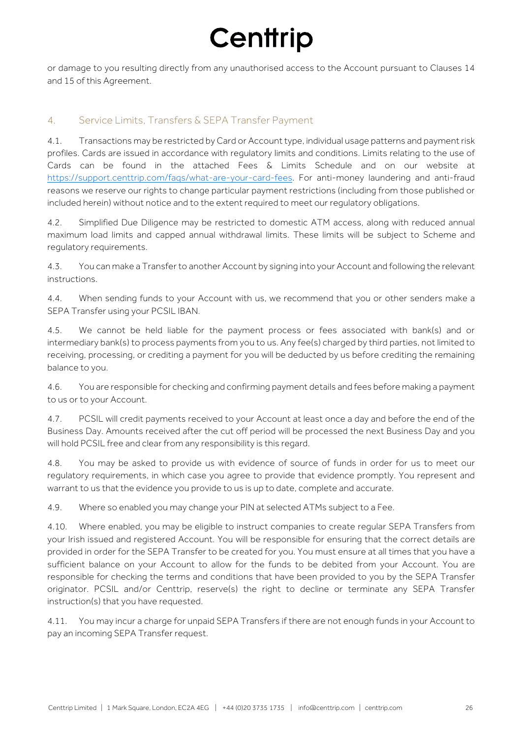or damage to you resulting directly from any unauthorised access to the Account pursuant to Clauses 14 and 15 of this Agreement.

## 4. Service Limits, Transfers & SEPA Transfer Payment

4.1. Transactions may be restricted by Card or Account type, individual usage patterns and payment risk profiles. Cards are issued in accordance with regulatory limits and conditions. Limits relating to the use of Cards can be found in the attached Fees & Limits Schedule and on our website at https://support.centtrip.com/faqs/what-are-your-card-fees. For anti-money laundering and anti-fraud reasons we reserve our rights to change particular payment restrictions (including from those published or included herein) without notice and to the extent required to meet our regulatory obligations.

4.2. Simplified Due Diligence may be restricted to domestic ATM access, along with reduced annual maximum load limits and capped annual withdrawal limits. These limits will be subject to Scheme and regulatory requirements.

4.3. You can make a Transfer to another Account by signing into your Account and following the relevant instructions.

4.4. When sending funds to your Account with us, we recommend that you or other senders make a SEPA Transfer using your PCSIL IBAN.

4.5. We cannot be held liable for the payment process or fees associated with bank(s) and or intermediary bank(s) to process payments from you to us. Any fee(s) charged by third parties, not limited to receiving, processing, or crediting a payment for you will be deducted by us before crediting the remaining balance to you.

4.6. You are responsible for checking and confirming payment details and fees before making a payment to us or to your Account.

4.7. PCSIL will credit payments received to your Account at least once a day and before the end of the Business Day. Amounts received after the cut off period will be processed the next Business Day and you will hold PCSIL free and clear from any responsibility is this regard.

4.8. You may be asked to provide us with evidence of source of funds in order for us to meet our regulatory requirements, in which case you agree to provide that evidence promptly. You represent and warrant to us that the evidence you provide to us is up to date, complete and accurate.

4.9. Where so enabled you may change your PIN at selected ATMs subject to a Fee.

4.10. Where enabled, you may be eligible to instruct companies to create regular SEPA Transfers from your Irish issued and registered Account. You will be responsible for ensuring that the correct details are provided in order for the SEPA Transfer to be created for you. You must ensure at all times that you have a sufficient balance on your Account to allow for the funds to be debited from your Account. You are responsible for checking the terms and conditions that have been provided to you by the SEPA Transfer originator. PCSIL and/or Centtrip, reserve(s) the right to decline or terminate any SEPA Transfer instruction(s) that you have requested.

4.11. You may incur a charge for unpaid SEPA Transfers if there are not enough funds in your Account to pay an incoming SEPA Transfer request.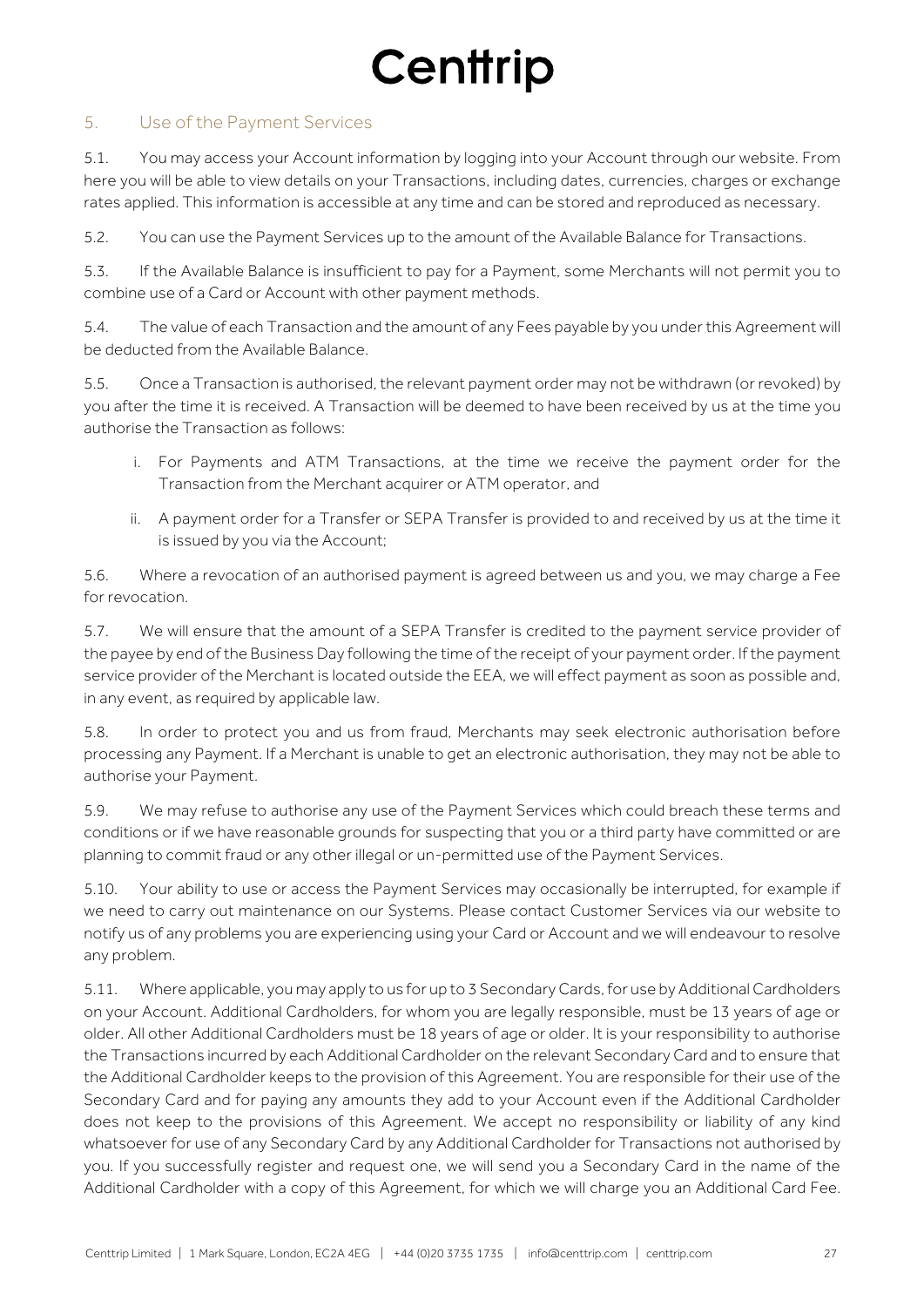## 5. Use of the Payment Services

5.1. You may access your Account information by logging into your Account through our website. From here you will be able to view details on your Transactions, including dates, currencies, charges or exchange rates applied. This information is accessible at any time and can be stored and reproduced as necessary.

5.2. You can use the Payment Services up to the amount of the Available Balance for Transactions.

5.3. If the Available Balance is insufficient to pay for a Payment, some Merchants will not permit you to combine use of a Card or Account with other payment methods.

5.4. The value of each Transaction and the amount of any Fees payable by you under this Agreement will be deducted from the Available Balance.

5.5. Once a Transaction is authorised, the relevant payment order may not be withdrawn (or revoked) by you after the time it is received. A Transaction will be deemed to have been received by us at the time you authorise the Transaction as follows:

i. For Payments and ATM Transactions, at the time we receive the payment order for the Transaction from the Merchant acquirer or ATM operator, and

ii. A payment order for a Transfer or SEPA Transfer is provided to and received by us at the time it is issued by you via the Account;

5.6. Where a revocation of an authorised payment is agreed between us and you, we may charge a Fee for revocation.

5.7. We will ensure that the amount of a SEPA Transfer is credited to the payment service provider of the payee by end of the Business Day following the time of the receipt of your payment order. If the payment service provider of the Merchant is located outside the EEA, we will effect payment as soon as possible and, in any event, as required by applicable law.

5.8. In order to protect you and us from fraud, Merchants may seek electronic authorisation before processing any Payment. If a Merchant is unable to get an electronic authorisation, they may not be able to authorise your Payment.

5.9. We may refuse to authorise any use of the Payment Services which could breach these terms and conditions or if we have reasonable grounds for suspecting that you or a third party have committed or are planning to commit fraud or any other illegal or un-permitted use of the Payment Services.

5.10. Your ability to use or access the Payment Services may occasionally be interrupted, for example if we need to carry out maintenance on our Systems. Please contact Customer Services via our website to notify us of any problems you are experiencing using your Card or Account and we will endeavour to resolve any problem.

5.11. Where applicable, you may apply to us for up to 3 Secondary Cards, for use by Additional Cardholders on your Account. Additional Cardholders, for whom you are legally responsible, must be 13 years of age or older. All other Additional Cardholders must be 18 years of age or older. It is your responsibility to authorise the Transactions incurred by each Additional Cardholder on the relevant Secondary Card and to ensure that the Additional Cardholder keeps to the provision of this Agreement. You are responsible for their use of the Secondary Card and for paying any amounts they add to your Account even if the Additional Cardholder does not keep to the provisions of this Agreement. We accept no responsibility or liability of any kind whatsoever for use of any Secondary Card by any Additional Cardholder for Transactions not authorised by you. If you successfully register and request one, we will send you a Secondary Card in the name of the Additional Cardholder with a copy of this Agreement, for which we will charge you an Additional Card Fee.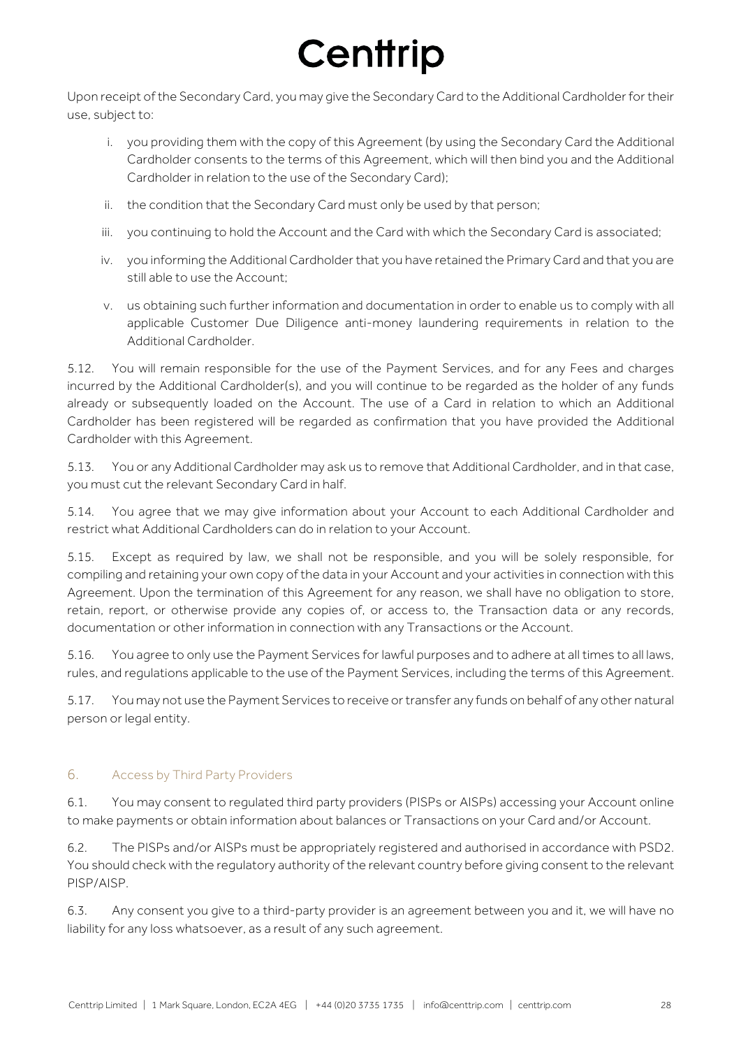Upon receipt of the Secondary Card, you may give the Secondary Card to the Additional Cardholder for their use, subject to:

i. you providing them with the copy of this Agreement (by using the Secondary Card the Additional Cardholder consents to the terms of this Agreement, which will then bind you and the Additional Cardholder in relation to the use of the Secondary Card);

ii. the condition that the Secondary Card must only be used by that person;

iii. you continuing to hold the Account and the Card with which the Secondary Card is associated;

iv. you informing the Additional Cardholder that you have retained the Primary Card and that you are still able to use the Account;

v. us obtaining such further information and documentation in order to enable us to comply with all applicable Customer Due Diligence anti-money laundering requirements in relation to the Additional Cardholder.

5.12. You will remain responsible for the use of the Payment Services, and for any Fees and charges incurred by the Additional Cardholder(s), and you will continue to be regarded as the holder of any funds already or subsequently loaded on the Account. The use of a Card in relation to which an Additional Cardholder has been registered will be regarded as confirmation that you have provided the Additional Cardholder with this Agreement.

5.13. You or any Additional Cardholder may ask us to remove that Additional Cardholder, and in that case, you must cut the relevant Secondary Card in half.

5.14. You agree that we may give information about your Account to each Additional Cardholder and restrict what Additional Cardholders can do in relation to your Account.

5.15. Except as required by law, we shall not be responsible, and you will be solely responsible, for compiling and retaining your own copy of the data in your Account and your activities in connection with this Agreement. Upon the termination of this Agreement for any reason, we shall have no obligation to store, retain, report, or otherwise provide any copies of, or access to, the Transaction data or any records, documentation or other information in connection with any Transactions or the Account.

5.16. You agree to only use the Payment Services for lawful purposes and to adhere at all times to all laws, rules, and regulations applicable to the use of the Payment Services, including the terms of this Agreement.

5.17. You may not use the Payment Services to receive or transfer any funds on behalf of any other natural person or legal entity.

## 6. Access by Third Party Providers

6.1. You may consent to regulated third party providers (PISPs or AISPs) accessing your Account online to make payments or obtain information about balances or Transactions on your Card and/or Account.

6.2. The PISPs and/or AISPs must be appropriately registered and authorised in accordance with PSD2. You should check with the regulatory authority of the relevant country before giving consent to the relevant PISP/AISP.

6.3. Any consent you give to a third-party provider is an agreement between you and it, we will have no liability for any loss whatsoever, as a result of any such agreement.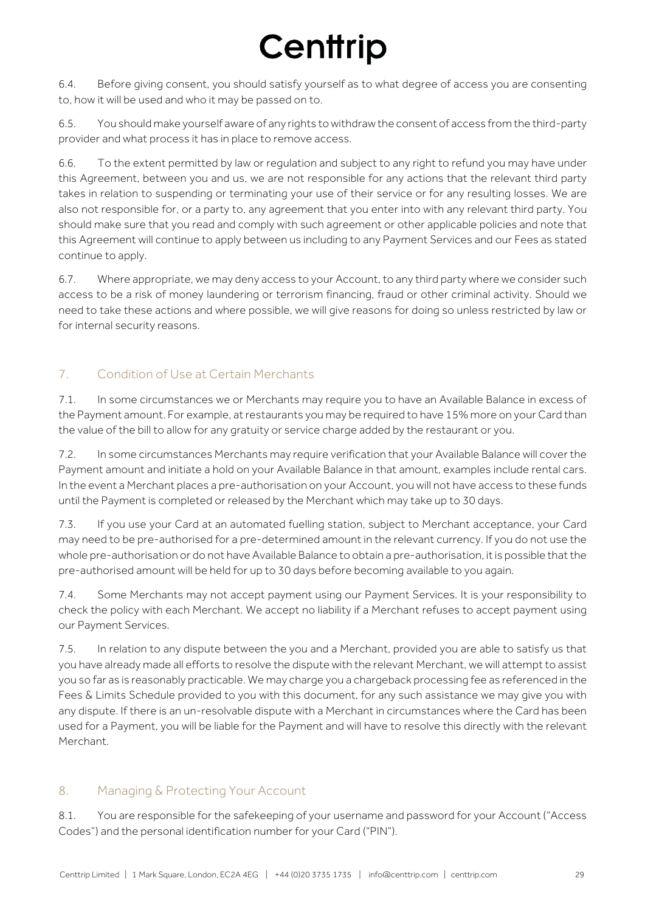6.4. Before giving consent, you should satisfy yourself as to what degree of access you are consenting to, how it will be used and who it may be passed on to.

6.5. You should make yourself aware of any rights to withdraw the consent of access from the third-party provider and what process it has in place to remove access.

6.6. To the extent permitted by law or regulation and subject to any right to refund you may have under this Agreement, between you and us, we are not responsible for any actions that the relevant third party takes in relation to suspending or terminating your use of their service or for any resulting losses. We are also not responsible for, or a party to, any agreement that you enter into with any relevant third party. You should make sure that you read and comply with such agreement or other applicable policies and note that this Agreement will continue to apply between us including to any Payment Services and our Fees as stated continue to apply.

6.7. Where appropriate, we may deny access to your Account, to any third party where we consider such access to be a risk of money laundering or terrorism financing, fraud or other criminal activity. Should we need to take these actions and where possible, we will give reasons for doing so unless restricted by law or for internal security reasons.

## 7. Condition of Use at Certain Merchants

7.1. In some circumstances we or Merchants may require you to have an Available Balance in excess of the Payment amount. For example, at restaurants you may be required to have 15% more on your Card than the value of the bill to allow for any gratuity or service charge added by the restaurant or you.

7.2. In some circumstances Merchants may require verification that your Available Balance will cover the Payment amount and initiate a hold on your Available Balance in that amount, examples include rental cars. In the event a Merchant places a pre-authorisation on your Account, you will not have access to these funds until the Payment is completed or released by the Merchant which may take up to 30 days.

7.3. If you use your Card at an automated fuelling station, subject to Merchant acceptance, your Card may need to be pre-authorised for a pre-determined amount in the relevant currency. If you do not use the whole pre-authorisation or do not have Available Balance to obtain a pre-authorisation, it is possible that the pre-authorised amount will be held for up to 30 days before becoming available to you again.

7.4. Some Merchants may not accept payment using our Payment Services. It is your responsibility to check the policy with each Merchant. We accept no liability if a Merchant refuses to accept payment using our Payment Services.

7.5. In relation to any dispute between the you and a Merchant, provided you are able to satisfy us that you have already made all efforts to resolve the dispute with the relevant Merchant, we will attempt to assist you so far as is reasonably practicable. We may charge you a chargeback processing fee as referenced in the Fees & Limits Schedule provided to you with this document, for any such assistance we may give you with any dispute. If there is an un-resolvable dispute with a Merchant in circumstances where the Card has been used for a Payment, you will be liable for the Payment and will have to resolve this directly with the relevant Merchant.

## 8. Managing & Protecting Your Account

8.1. You are responsible for the safekeeping of your username and password for your Account ("Access Codes") and the personal identification number for your Card ("PIN").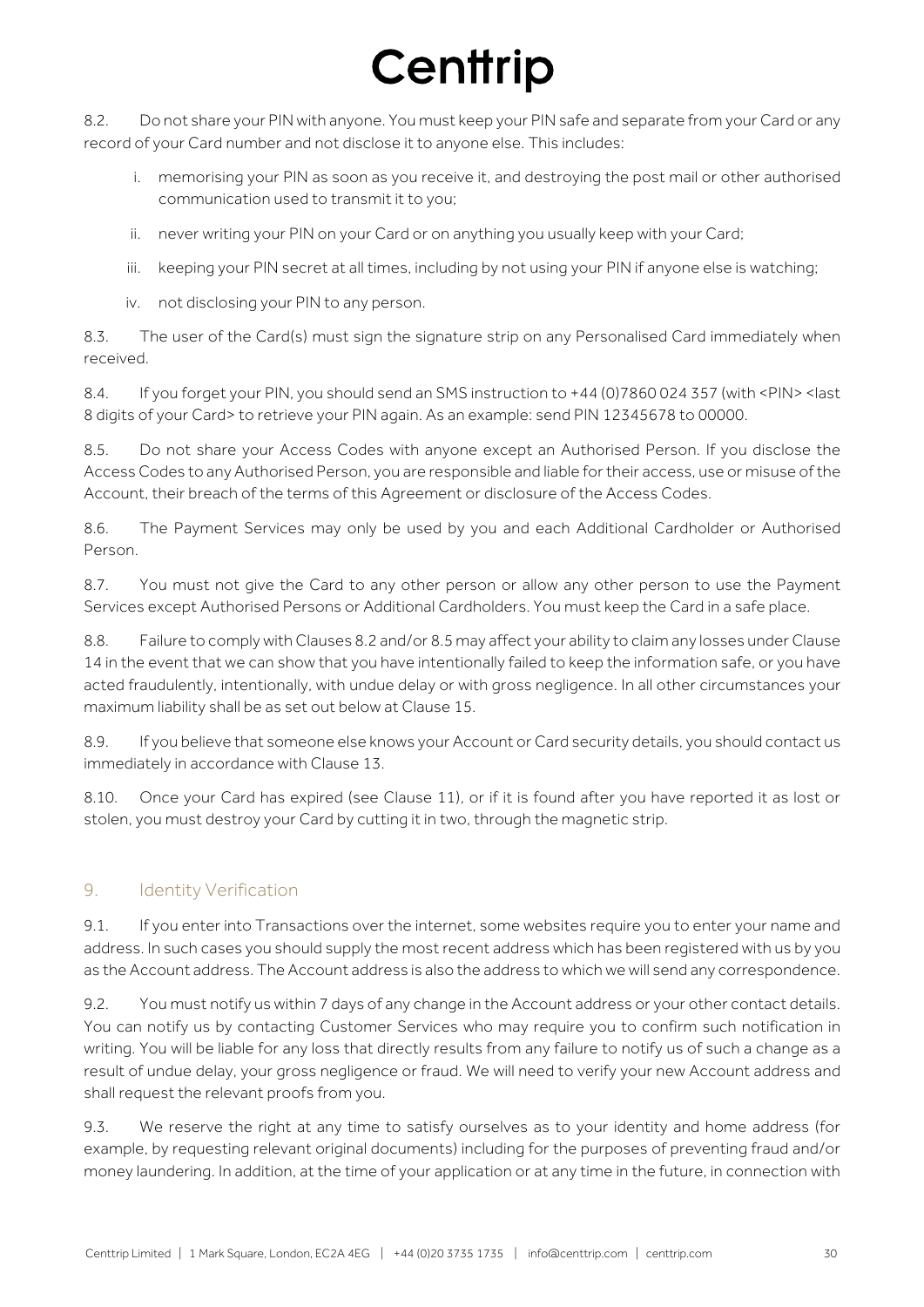8.2. Do not share your PIN with anyone. You must keep your PIN safe and separate from your Card or any record of your Card number and not disclose it to anyone else. This includes:

i. memorising your PIN as soon as you receive it, and destroying the post mail or other authorised communication used to transmit it to you;

ii. never writing your PIN on your Card or on anything you usually keep with your Card;

iii. keeping your PIN secret at all times, including by not using your PIN if anyone else is watching;

iv. not disclosing your PIN to any person.

8.3. The user of the Card(s) must sign the signature strip on any Personalised Card immediately when received.

8.4. If you forget your PIN, you should send an SMS instruction to +44 (0)7860 024 357 (with <PIN> <last 8 digits of your Card> to retrieve your PIN again. As an example: send PIN 12345678 to 00000.

8.5. Do not share your Access Codes with anyone except an Authorised Person. If you disclose the Access Codes to any Authorised Person, you are responsible and liable for their access, use or misuse of the Account, their breach of the terms of this Agreement or disclosure of the Access Codes.

8.6. The Payment Services may only be used by you and each Additional Cardholder or Authorised Person.

8.7. You must not give the Card to any other person or allow any other person to use the Payment Services except Authorised Persons or Additional Cardholders. You must keep the Card in a safe place.

8.8. Failure to comply with Clauses 8.2 and/or 8.5 may affect your ability to claim any losses under Clause 14 in the event that we can show that you have intentionally failed to keep the information safe, or you have acted fraudulently, intentionally, with undue delay or with gross negligence. In all other circumstances your maximum liability shall be as set out below at Clause 15.

8.9. If you believe that someone else knows your Account or Card security details, you should contact us immediately in accordance with Clause 13.

8.10. Once your Card has expired (see Clause 11), or if it is found after you have reported it as lost or stolen, you must destroy your Card by cutting it in two, through the magnetic strip.

## 9. Identity Verification

9.1. If you enter into Transactions over the internet, some websites require you to enter your name and address. In such cases you should supply the most recent address which has been registered with us by you as the Account address. The Account address is also the address to which we will send any correspondence.

9.2. You must notify us within 7 days of any change in the Account address or your other contact details. You can notify us by contacting Customer Services who may require you to confirm such notification in writing. You will be liable for any loss that directly results from any failure to notify us of such a change as a result of undue delay, your gross negligence or fraud. We will need to verify your new Account address and shall request the relevant proofs from you.

9.3. We reserve the right at any time to satisfy ourselves as to your identity and home address (for example, by requesting relevant original documents) including for the purposes of preventing fraud and/or money laundering. In addition, at the time of your application or at any time in the future, in connection with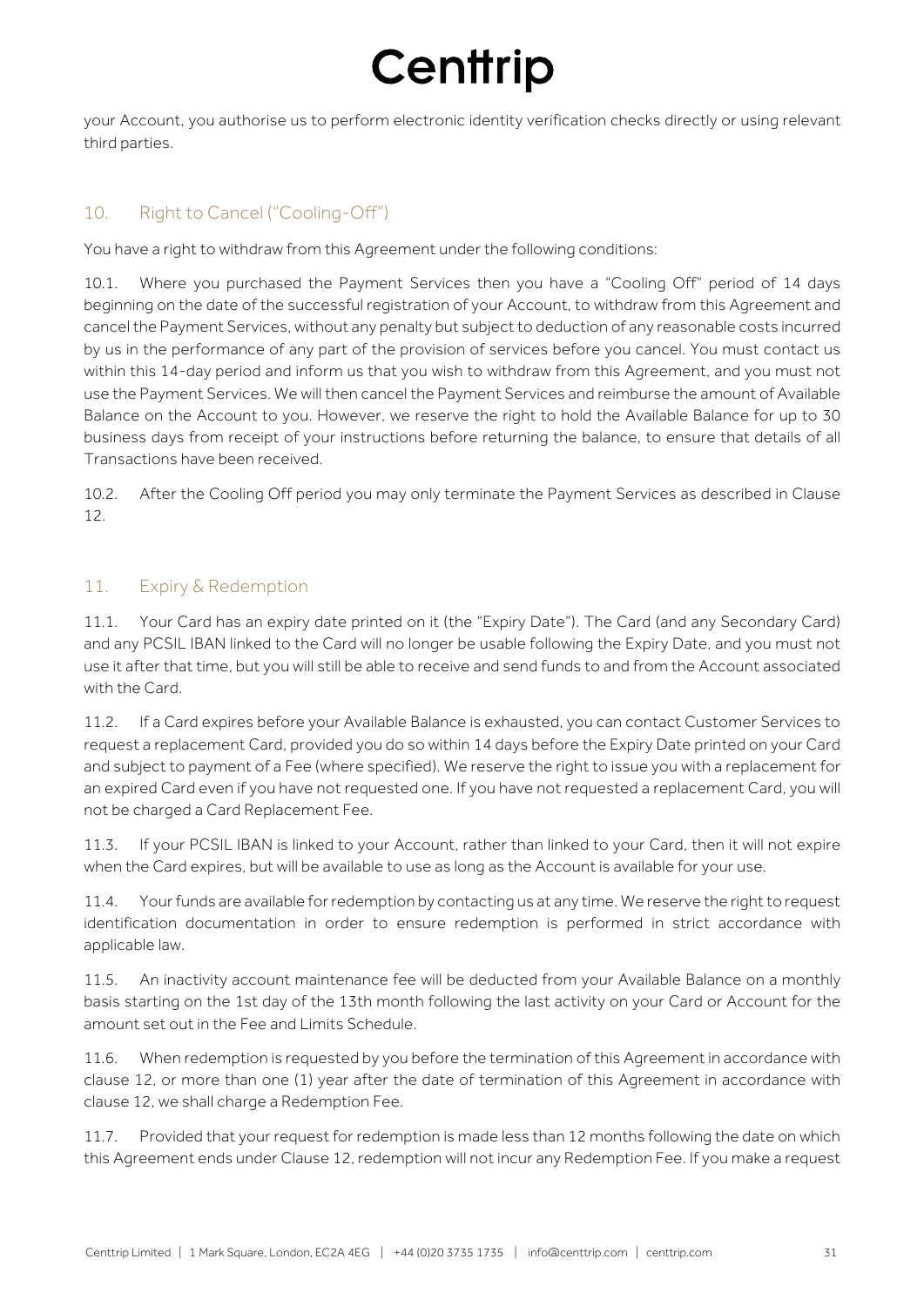your Account, you authorise us to perform electronic identity verification checks directly or using relevant third parties.

## 10. Right to Cancel ("Cooling-Off")

You have a right to withdraw from this Agreement under the following conditions:

10.1. Where you purchased the Payment Services then you have a "Cooling Off" period of 14 days beginning on the date of the successful registration of your Account, to withdraw from this Agreement and cancel the Payment Services, without any penalty but subject to deduction of any reasonable costs incurred by us in the performance of any part of the provision of services before you cancel. You must contact us within this 14-day period and inform us that you wish to withdraw from this Agreement, and you must not use the Payment Services. We will then cancel the Payment Services and reimburse the amount of Available Balance on the Account to you. However, we reserve the right to hold the Available Balance for up to 30 business days from receipt of your instructions before returning the balance, to ensure that details of all Transactions have been received.

10.2. After the Cooling Off period you may only terminate the Payment Services as described in Clause 12.

## 11. Expiry & Redemption

11.1. Your Card has an expiry date printed on it (the "Expiry Date"). The Card (and any Secondary Card) and any PCSIL IBAN linked to the Card will no longer be usable following the Expiry Date, and you must not use it after that time, but you will still be able to receive and send funds to and from the Account associated with the Card.

11.2. If a Card expires before your Available Balance is exhausted, you can contact Customer Services to request a replacement Card, provided you do so within 14 days before the Expiry Date printed on your Card and subject to payment of a Fee (where specified). We reserve the right to issue you with a replacement for an expired Card even if you have not requested one. If you have not requested a replacement Card, you will not be charged a Card Replacement Fee.

11.3. If your PCSIL IBAN is linked to your Account, rather than linked to your Card, then it will not expire when the Card expires, but will be available to use as long as the Account is available for your use.

11.4. Your funds are available for redemption by contacting us at any time. We reserve the right to request identification documentation in order to ensure redemption is performed in strict accordance with applicable law.

11.5. An inactivity account maintenance fee will be deducted from your Available Balance on a monthly basis starting on the 1st day of the 13th month following the last activity on your Card or Account for the amount set out in the Fee and Limits Schedule.

11.6. When redemption is requested by you before the termination of this Agreement in accordance with clause 12, or more than one (1) year after the date of termination of this Agreement in accordance with clause 12, we shall charge a Redemption Fee.

11.7. Provided that your request for redemption is made less than 12 months following the date on which this Agreement ends under Clause 12, redemption will not incur any Redemption Fee. If you make a request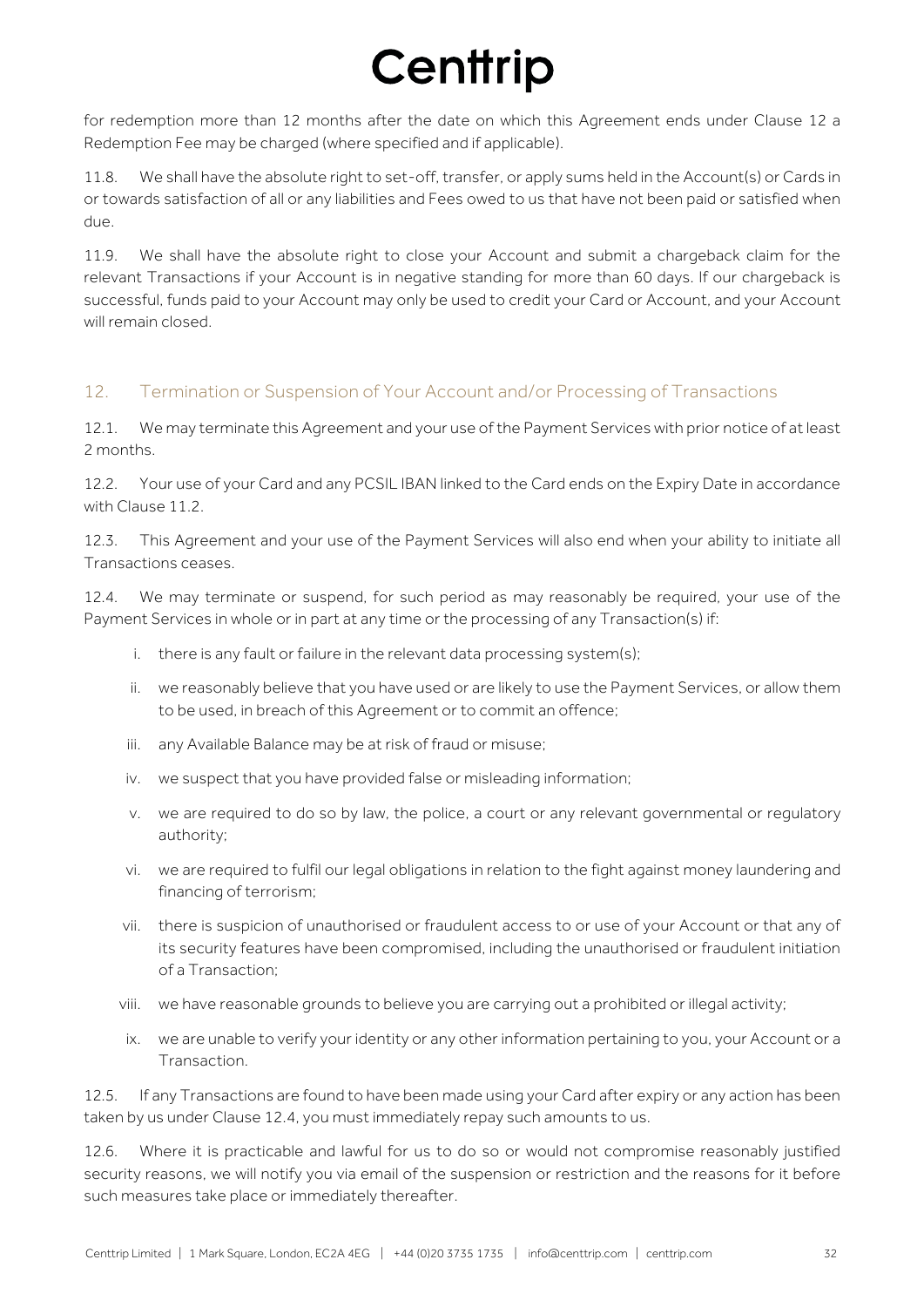for redemption more than 12 months after the date on which this Agreement ends under Clause 12 a Redemption Fee may be charged (where specified and if applicable).

11.8. We shall have the absolute right to set-off, transfer, or apply sums held in the Account(s) or Cards in or towards satisfaction of all or any liabilities and Fees owed to us that have not been paid or satisfied when due.

11.9. We shall have the absolute right to close your Account and submit a chargeback claim for the relevant Transactions if your Account is in negative standing for more than 60 days. If our chargeback is successful, funds paid to your Account may only be used to credit your Card or Account, and your Account will remain closed.

## 12. Termination or Suspension of Your Account and/or Processing of Transactions

12.1. We may terminate this Agreement and your use of the Payment Services with prior notice of at least 2 months.

12.2. Your use of your Card and any PCSIL IBAN linked to the Card ends on the Expiry Date in accordance with Clause 11.2.

12.3. This Agreement and your use of the Payment Services will also end when your ability to initiate all Transactions ceases.

12.4. We may terminate or suspend, for such period as may reasonably be required, your use of the Payment Services in whole or in part at any time or the processing of any Transaction(s) if:

i. there is any fault or failure in the relevant data processing system(s);

ii. we reasonably believe that you have used or are likely to use the Payment Services, or allow them to be used, in breach of this Agreement or to commit an offence;

iii. any Available Balance may be at risk of fraud or misuse;

iv. we suspect that you have provided false or misleading information;

v. we are required to do so by law, the police, a court or any relevant governmental or regulatory authority;

vi. we are required to fulfil our legal obligations in relation to the fight against money laundering and financing of terrorism;

vii. there is suspicion of unauthorised or fraudulent access to or use of your Account or that any of its security features have been compromised, including the unauthorised or fraudulent initiation of a Transaction;

viii. we have reasonable grounds to believe you are carrying out a prohibited or illegal activity;

ix. we are unable to verify your identity or any other information pertaining to you, your Account or a Transaction.

12.5. If any Transactions are found to have been made using your Card after expiry or any action has been taken by us under Clause 12.4, you must immediately repay such amounts to us.

12.6. Where it is practicable and lawful for us to do so or would not compromise reasonably justified security reasons, we will notify you via email of the suspension or restriction and the reasons for it before such measures take place or immediately thereafter.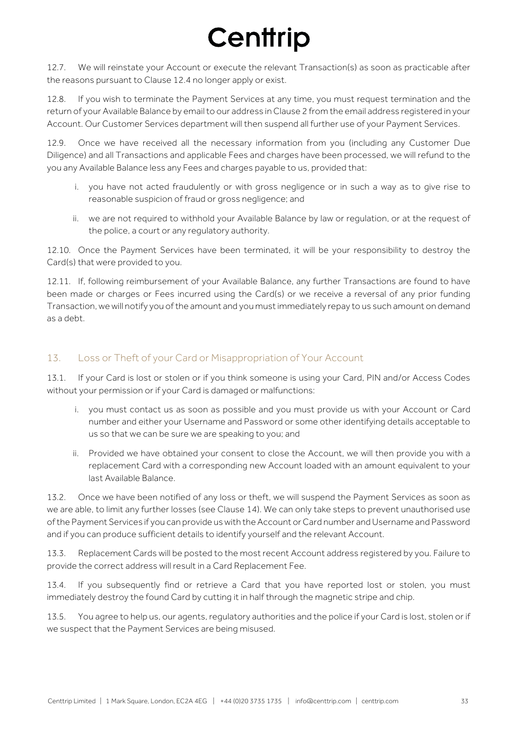12.7. We will reinstate your Account or execute the relevant Transaction(s) as soon as practicable after the reasons pursuant to Clause 12.4 no longer apply or exist.

12.8. If you wish to terminate the Payment Services at any time, you must request termination and the return of your Available Balance by email to our address in Clause 2 from the email address registered in your Account. Our Customer Services department will then suspend all further use of your Payment Services.

12.9. Once we have received all the necessary information from you (including any Customer Due Diligence) and all Transactions and applicable Fees and charges have been processed, we will refund to the you any Available Balance less any Fees and charges payable to us, provided that:

i. you have not acted fraudulently or with gross negligence or in such a way as to give rise to reasonable suspicion of fraud or gross negligence; and

ii. we are not required to withhold your Available Balance by law or regulation, or at the request of the police, a court or any regulatory authority.

12.10. Once the Payment Services have been terminated, it will be your responsibility to destroy the Card(s) that were provided to you.

12.11. If, following reimbursement of your Available Balance, any further Transactions are found to have been made or charges or Fees incurred using the Card(s) or we receive a reversal of any prior funding Transaction, we will notify you of the amount and you must immediately repay to us such amount on demand as a debt.

## 13. Loss or Theft of your Card or Misappropriation of Your Account

13.1. If your Card is lost or stolen or if you think someone is using your Card, PIN and/or Access Codes without your permission or if your Card is damaged or malfunctions:

i. you must contact us as soon as possible and you must provide us with your Account or Card number and either your Username and Password or some other identifying details acceptable to us so that we can be sure we are speaking to you; and

ii. Provided we have obtained your consent to close the Account, we will then provide you with a replacement Card with a corresponding new Account loaded with an amount equivalent to your last Available Balance.

13.2. Once we have been notified of any loss or theft, we will suspend the Payment Services as soon as we are able, to limit any further losses (see Clause 14). We can only take steps to prevent unauthorised use of the Payment Services if you can provide us with the Account or Card number and Username and Password and if you can produce sufficient details to identify yourself and the relevant Account.

13.3. Replacement Cards will be posted to the most recent Account address registered by you. Failure to provide the correct address will result in a Card Replacement Fee.

13.4. If you subsequently find or retrieve a Card that you have reported lost or stolen, you must immediately destroy the found Card by cutting it in half through the magnetic stripe and chip.

13.5. You agree to help us, our agents, regulatory authorities and the police if your Card is lost, stolen or if we suspect that the Payment Services are being misused.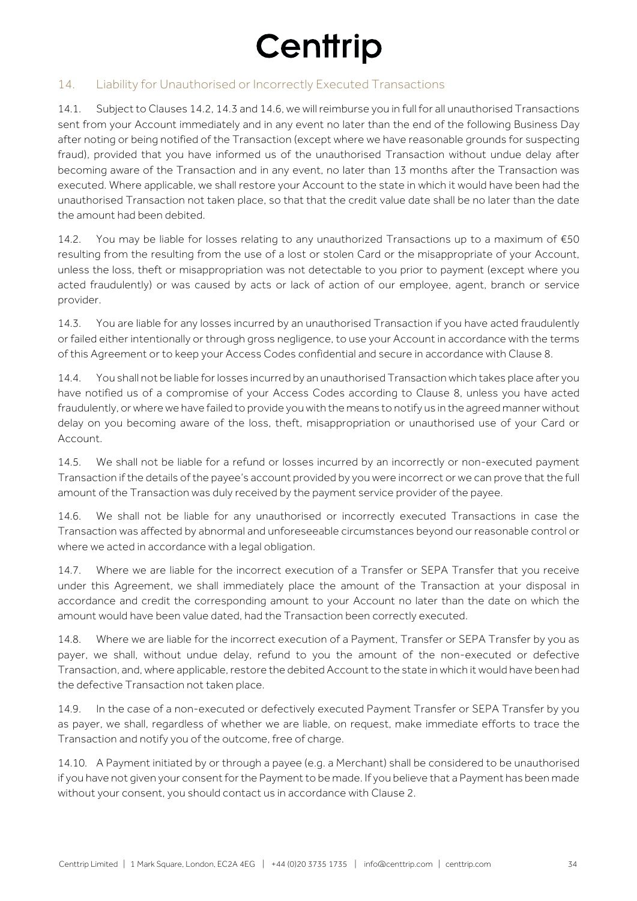## 14. Liability for Unauthorised or Incorrectly Executed Transactions

14.1. Subject to Clauses 14.2, 14.3 and 14.6, we will reimburse you in full for all unauthorised Transactions sent from your Account immediately and in any event no later than the end of the following Business Day after noting or being notified of the Transaction (except where we have reasonable grounds for suspecting fraud), provided that you have informed us of the unauthorised Transaction without undue delay after becoming aware of the Transaction and in any event, no later than 13 months after the Transaction was executed. Where applicable, we shall restore your Account to the state in which it would have been had the unauthorised Transaction not taken place, so that that the credit value date shall be no later than the date the amount had been debited.

14.2. You may be liable for losses relating to any unauthorized Transactions up to a maximum of €50 resulting from the resulting from the use of a lost or stolen Card or the misappropriate of your Account, unless the loss, theft or misappropriation was not detectable to you prior to payment (except where you acted fraudulently) or was caused by acts or lack of action of our employee, agent, branch or service provider.

14.3. You are liable for any losses incurred by an unauthorised Transaction if you have acted fraudulently or failed either intentionally or through gross negligence, to use your Account in accordance with the terms of this Agreement or to keep your Access Codes confidential and secure in accordance with Clause 8.

14.4. You shall not be liable for losses incurred by an unauthorised Transaction which takes place after you have notified us of a compromise of your Access Codes according to Clause 8, unless you have acted fraudulently, or where we have failed to provide you with the means to notify us in the agreed manner without delay on you becoming aware of the loss, theft, misappropriation or unauthorised use of your Card or Account.

14.5. We shall not be liable for a refund or losses incurred by an incorrectly or non-executed payment Transaction if the details of the payee's account provided by you were incorrect or we can prove that the full amount of the Transaction was duly received by the payment service provider of the payee.

14.6. We shall not be liable for any unauthorised or incorrectly executed Transactions in case the Transaction was affected by abnormal and unforeseeable circumstances beyond our reasonable control or where we acted in accordance with a legal obligation.

14.7. Where we are liable for the incorrect execution of a Transfer or SEPA Transfer that you receive under this Agreement, we shall immediately place the amount of the Transaction at your disposal in accordance and credit the corresponding amount to your Account no later than the date on which the amount would have been value dated, had the Transaction been correctly executed.

14.8. Where we are liable for the incorrect execution of a Payment, Transfer or SEPA Transfer by you as payer, we shall, without undue delay, refund to you the amount of the non-executed or defective Transaction, and, where applicable, restore the debited Account to the state in which it would have been had the defective Transaction not taken place.

14.9. In the case of a non-executed or defectively executed Payment Transfer or SEPA Transfer by you as payer, we shall, regardless of whether we are liable, on request, make immediate efforts to trace the Transaction and notify you of the outcome, free of charge.

14.10. A Payment initiated by or through a payee (e.g. a Merchant) shall be considered to be unauthorised if you have not given your consent for the Payment to be made. If you believe that a Payment has been made without your consent, you should contact us in accordance with Clause 2.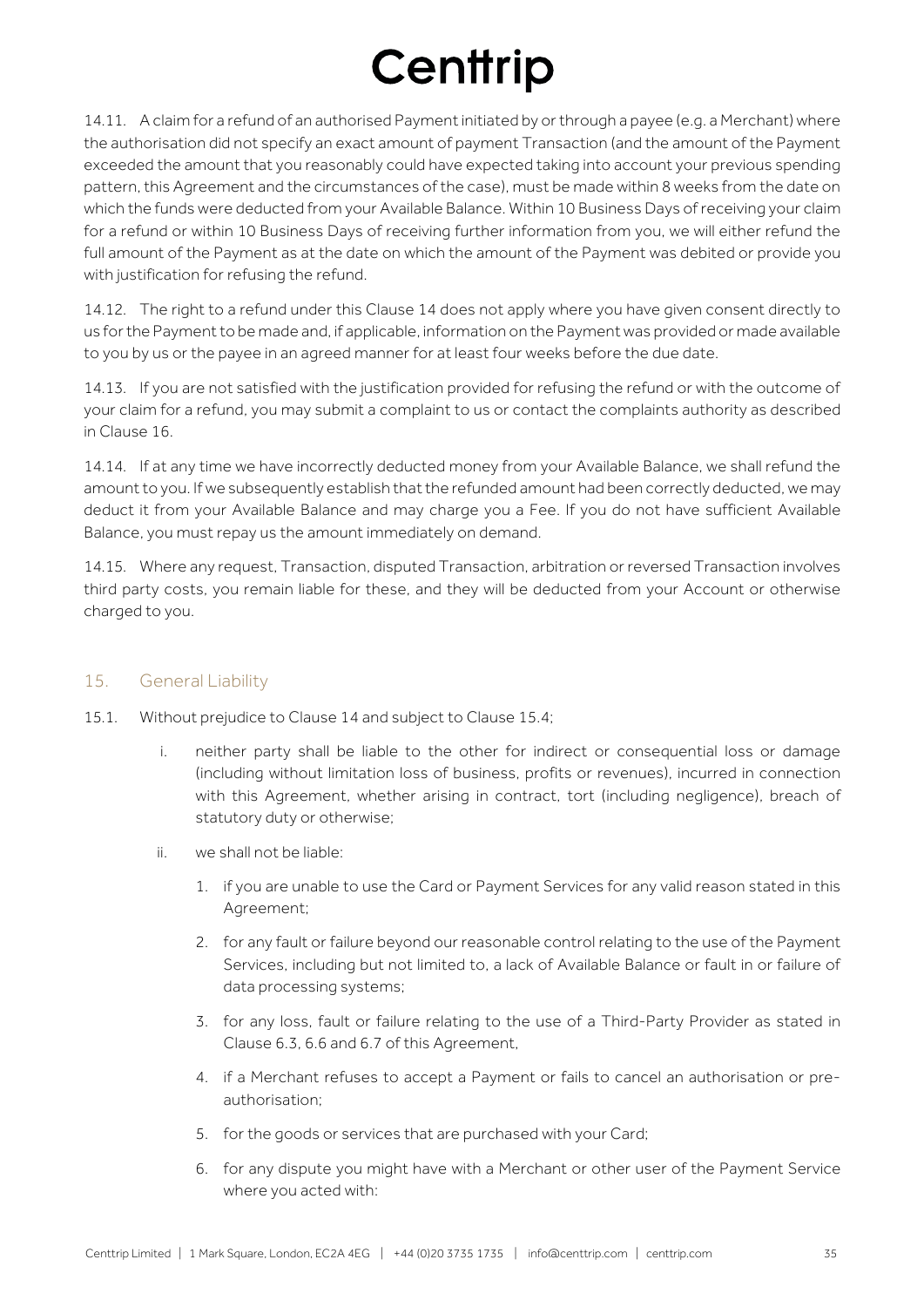14.11. A claim for a refund of an authorised Payment initiated by or through a payee (e.g. a Merchant) where the authorisation did not specify an exact amount of payment Transaction (and the amount of the Payment exceeded the amount that you reasonably could have expected taking into account your previous spending pattern, this Agreement and the circumstances of the case), must be made within 8 weeks from the date on which the funds were deducted from your Available Balance. Within 10 Business Days of receiving your claim for a refund or within 10 Business Days of receiving further information from you, we will either refund the full amount of the Payment as at the date on which the amount of the Payment was debited or provide you with justification for refusing the refund.

14.12. The right to a refund under this Clause 14 does not apply where you have given consent directly to us for the Payment to be made and, if applicable, information on the Payment was provided or made available to you by us or the payee in an agreed manner for at least four weeks before the due date.

14.13. If you are not satisfied with the justification provided for refusing the refund or with the outcome of your claim for a refund, you may submit a complaint to us or contact the complaints authority as described in Clause 16.

14.14. If at any time we have incorrectly deducted money from your Available Balance, we shall refund the amount to you. If we subsequently establish that the refunded amount had been correctly deducted, we may deduct it from your Available Balance and may charge you a Fee. If you do not have sufficient Available Balance, you must repay us the amount immediately on demand.

14.15. Where any request, Transaction, disputed Transaction, arbitration or reversed Transaction involves third party costs, you remain liable for these, and they will be deducted from your Account or otherwise charged to you.

## 15. General Liability

15.1. Without prejudice to Clause 14 and subject to Clause 15.4;

i. neither party shall be liable to the other for indirect or consequential loss or damage (including without limitation loss of business, profits or revenues), incurred in connection with this Agreement, whether arising in contract, tort (including negligence), breach of statutory duty or otherwise;

ii. we shall not be liable:

1. if you are unable to use the Card or Payment Services for any valid reason stated in this Agreement;
2. for any fault or failure beyond our reasonable control relating to the use of the Payment Services, including but not limited to, a lack of Available Balance or fault in or failure of data processing systems;
3. for any loss, fault or failure relating to the use of a Third-Party Provider as stated in Clause 6.3, 6.6 and 6.7 of this Agreement,
4. if a Merchant refuses to accept a Payment or fails to cancel an authorisation or pre-authorisation;
5. for the goods or services that are purchased with your Card;
6. for any dispute you might have with a Merchant or other user of the Payment Service where you acted with: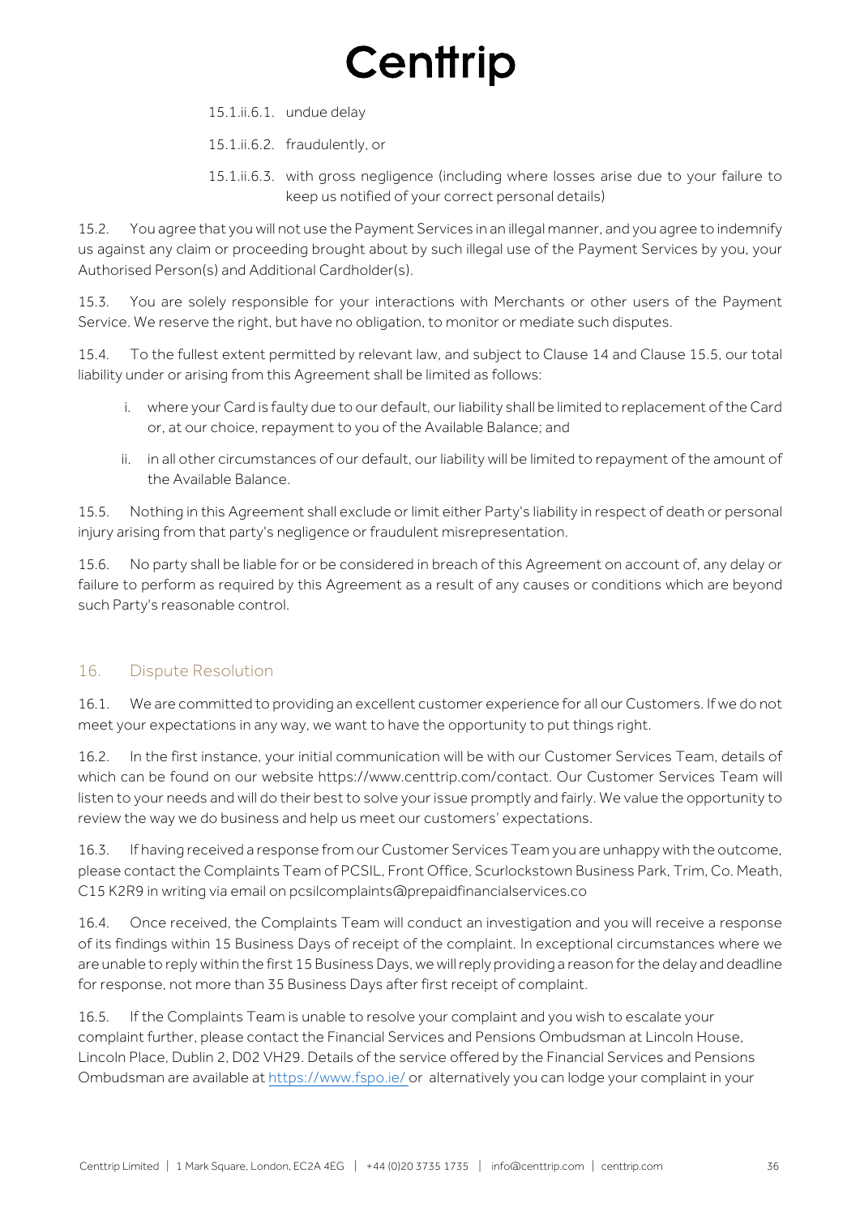15.1.ii.6.1. undue delay

15.1.ii.6.2. fraudulently, or

15.1.ii.6.3. with gross negligence (including where losses arise due to your failure to keep us notified of your correct personal details)

15.2. You agree that you will not use the Payment Services in an illegal manner, and you agree to indemnify us against any claim or proceeding brought about by such illegal use of the Payment Services by you, your Authorised Person(s) and Additional Cardholder(s).

15.3. You are solely responsible for your interactions with Merchants or other users of the Payment Service. We reserve the right, but have no obligation, to monitor or mediate such disputes.

15.4. To the fullest extent permitted by relevant law, and subject to Clause 14 and Clause 15.5, our total liability under or arising from this Agreement shall be limited as follows:

i. where your Card is faulty due to our default, our liability shall be limited to replacement of the Card or, at our choice, repayment to you of the Available Balance; and

ii. in all other circumstances of our default, our liability will be limited to repayment of the amount of the Available Balance.

15.5. Nothing in this Agreement shall exclude or limit either Party's liability in respect of death or personal injury arising from that party's negligence or fraudulent misrepresentation.

15.6. No party shall be liable for or be considered in breach of this Agreement on account of, any delay or failure to perform as required by this Agreement as a result of any causes or conditions which are beyond such Party's reasonable control.

## 16. Dispute Resolution

16.1. We are committed to providing an excellent customer experience for all our Customers. If we do not meet your expectations in any way, we want to have the opportunity to put things right.

16.2. In the first instance, your initial communication will be with our Customer Services Team, details of which can be found on our website https://www.centtrip.com/contact. Our Customer Services Team will listen to your needs and will do their best to solve your issue promptly and fairly. We value the opportunity to review the way we do business and help us meet our customers' expectations.

16.3. If having received a response from our Customer Services Team you are unhappy with the outcome, please contact the Complaints Team of PCSIL, Front Office, Scurlockstown Business Park, Trim, Co. Meath, C15 K2R9 in writing via email on pcsilcomplaints@prepaidfinancialservices.co

16.4. Once received, the Complaints Team will conduct an investigation and you will receive a response of its findings within 15 Business Days of receipt of the complaint. In exceptional circumstances where we are unable to reply within the first 15 Business Days, we will reply providing a reason for the delay and deadline for response, not more than 35 Business Days after first receipt of complaint.

16.5. If the Complaints Team is unable to resolve your complaint and you wish to escalate your complaint further, please contact the Financial Services and Pensions Ombudsman at Lincoln House, Lincoln Place, Dublin 2, D02 VH29. Details of the service offered by the Financial Services and Pensions Ombudsman are available at [https://www.fspo.ie/](https://www.fspo.ie/) or alternatively you can lodge your complaint in your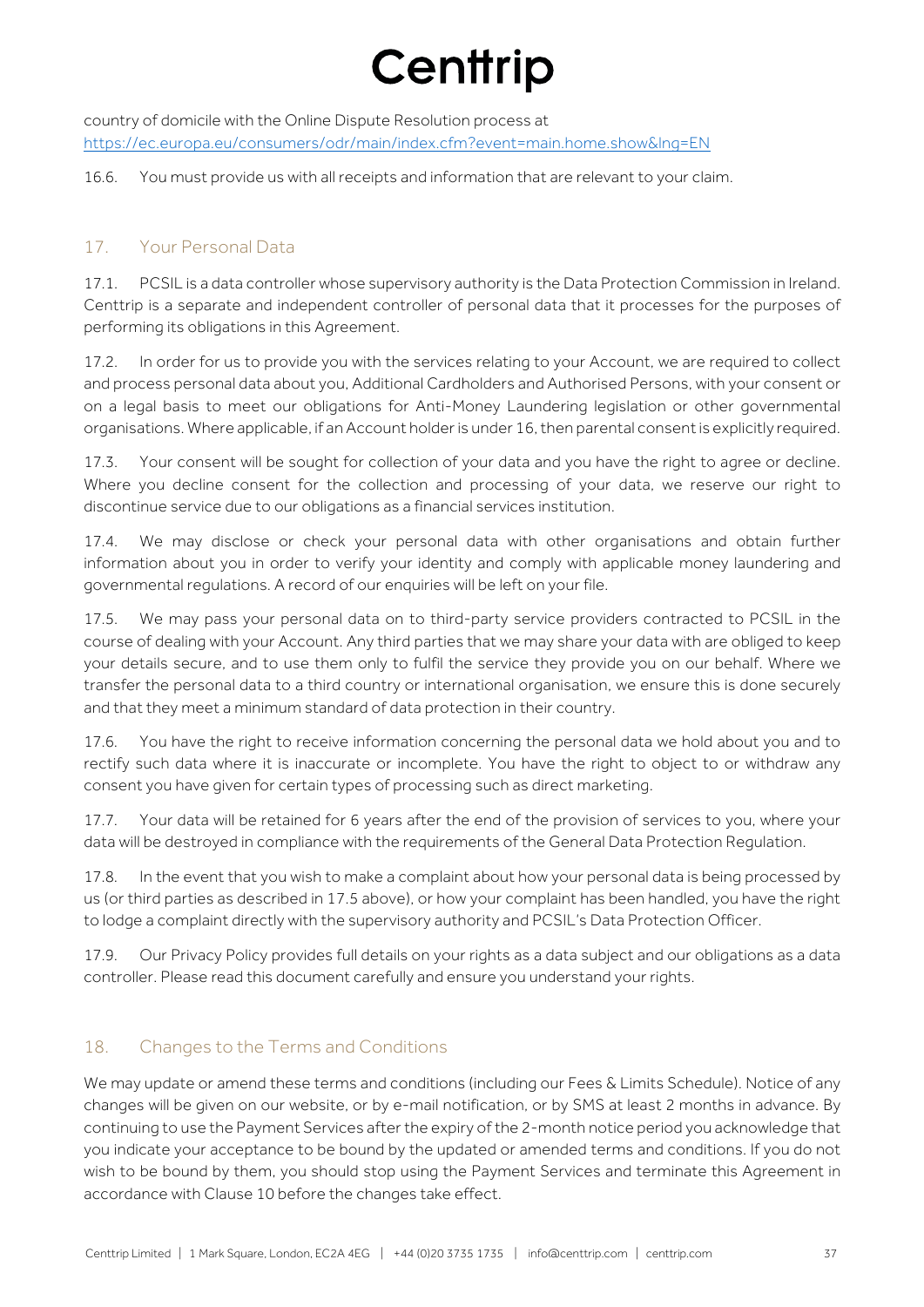country of domicile with the Online Dispute Resolution process at https://ec.europa.eu/consumers/odr/main/index.cfm?event=main.home.show&lng=EN

16.6. You must provide us with all receipts and information that are relevant to your claim.

## 17. Your Personal Data

17.1. PCSIL is a data controller whose supervisory authority is the Data Protection Commission in Ireland. Centtrip is a separate and independent controller of personal data that it processes for the purposes of performing its obligations in this Agreement.

17.2. In order for us to provide you with the services relating to your Account, we are required to collect and process personal data about you, Additional Cardholders and Authorised Persons, with your consent or on a legal basis to meet our obligations for Anti-Money Laundering legislation or other governmental organisations. Where applicable, if an Account holder is under 16, then parental consent is explicitly required.

17.3. Your consent will be sought for collection of your data and you have the right to agree or decline. Where you decline consent for the collection and processing of your data, we reserve our right to discontinue service due to our obligations as a financial services institution.

17.4. We may disclose or check your personal data with other organisations and obtain further information about you in order to verify your identity and comply with applicable money laundering and governmental regulations. A record of our enquiries will be left on your file.

17.5. We may pass your personal data on to third-party service providers contracted to PCSIL in the course of dealing with your Account. Any third parties that we may share your data with are obliged to keep your details secure, and to use them only to fulfil the service they provide you on our behalf. Where we transfer the personal data to a third country or international organisation, we ensure this is done securely and that they meet a minimum standard of data protection in their country.

17.6. You have the right to receive information concerning the personal data we hold about you and to rectify such data where it is inaccurate or incomplete. You have the right to object to or withdraw any consent you have given for certain types of processing such as direct marketing.

17.7. Your data will be retained for 6 years after the end of the provision of services to you, where your data will be destroyed in compliance with the requirements of the General Data Protection Regulation.

17.8. In the event that you wish to make a complaint about how your personal data is being processed by us (or third parties as described in 17.5 above), or how your complaint has been handled, you have the right to lodge a complaint directly with the supervisory authority and PCSIL's Data Protection Officer.

17.9. Our Privacy Policy provides full details on your rights as a data subject and our obligations as a data controller. Please read this document carefully and ensure you understand your rights.

## 18. Changes to the Terms and Conditions

We may update or amend these terms and conditions (including our Fees & Limits Schedule). Notice of any changes will be given on our website, or by e-mail notification, or by SMS at least 2 months in advance. By continuing to use the Payment Services after the expiry of the 2-month notice period you acknowledge that you indicate your acceptance to be bound by the updated or amended terms and conditions. If you do not wish to be bound by them, you should stop using the Payment Services and terminate this Agreement in accordance with Clause 10 before the changes take effect.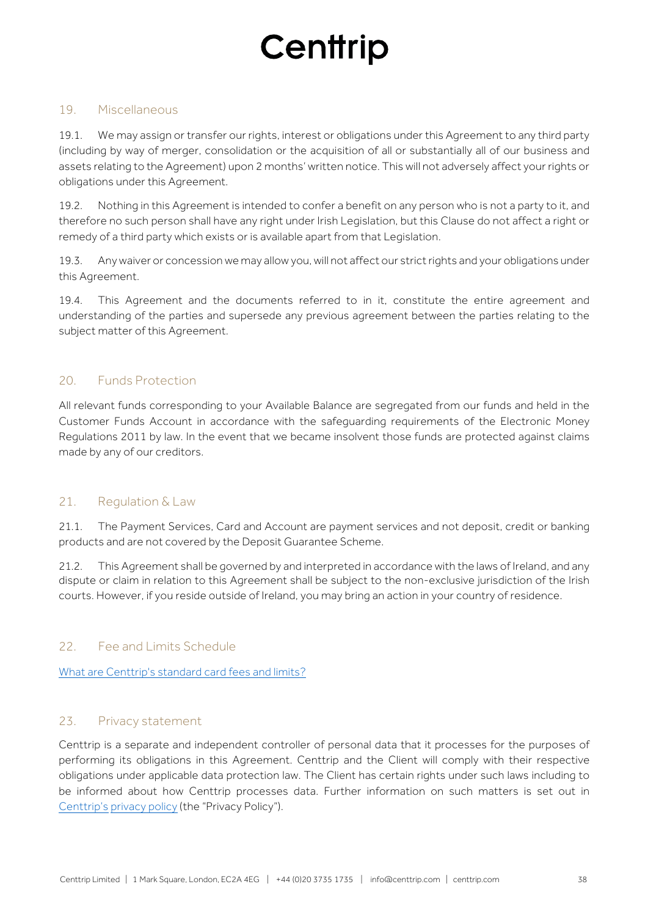## 19. Miscellaneous

19.1. We may assign or transfer our rights, interest or obligations under this Agreement to any third party (including by way of merger, consolidation or the acquisition of all or substantially all of our business and assets relating to the Agreement) upon 2 months' written notice. This will not adversely affect your rights or obligations under this Agreement.

19.2. Nothing in this Agreement is intended to confer a benefit on any person who is not a party to it, and therefore no such person shall have any right under Irish Legislation, but this Clause do not affect a right or remedy of a third party which exists or is available apart from that Legislation.

19.3. Any waiver or concession we may allow you, will not affect our strict rights and your obligations under this Agreement.

19.4. This Agreement and the documents referred to in it, constitute the entire agreement and understanding of the parties and supersede any previous agreement between the parties relating to the subject matter of this Agreement.

## 20. Funds Protection

All relevant funds corresponding to your Available Balance are segregated from our funds and held in the Customer Funds Account in accordance with the safeguarding requirements of the Electronic Money Regulations 2011 by law. In the event that we became insolvent those funds are protected against claims made by any of our creditors.

## 21. Regulation & Law

21.1. The Payment Services, Card and Account are payment services and not deposit, credit or banking products and are not covered by the Deposit Guarantee Scheme.

21.2. This Agreement shall be governed by and interpreted in accordance with the laws of Ireland, and any dispute or claim in relation to this Agreement shall be subject to the non-exclusive jurisdiction of the Irish courts. However, if you reside outside of Ireland, you may bring an action in your country of residence.

## 22. Fee and Limits Schedule

What are Centtrip's standard card fees and limits?

## 23. Privacy statement

Centtrip is a separate and independent controller of personal data that it processes for the purposes of performing its obligations in this Agreement. Centtrip and the Client will comply with their respective obligations under applicable data protection law. The Client has certain rights under such laws including to be informed about how Centtrip processes data. Further information on such matters is set out in Centtrip's privacy policy (the "Privacy Policy").